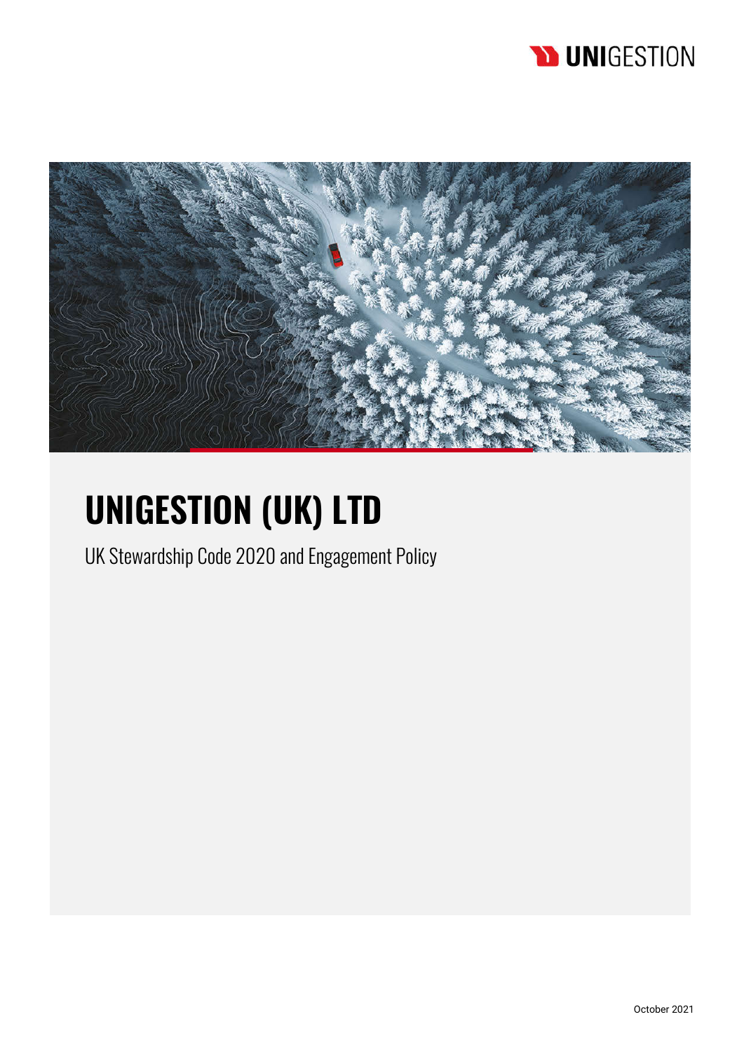UNIGESTION

# UNIGESTION (UK) LTD

UK Stewardship Code 2020 and Engagement Policy

October 2021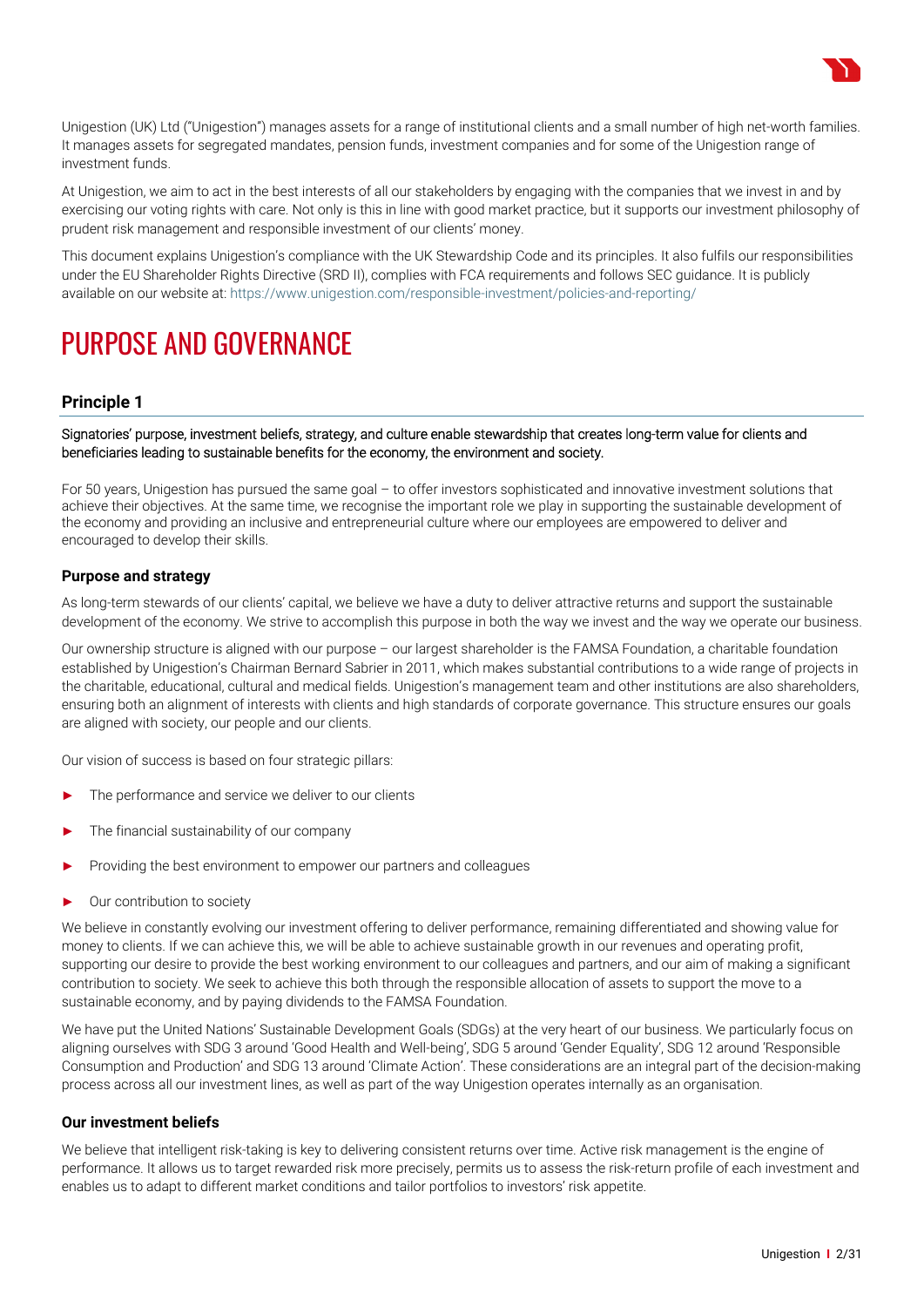Unigestion (UK) Ltd ("Unigestion") manages assets for a range of institutional clients and a small number of high net-worth families. It manages assets for segregated mandates, pension funds, investment companies and for some of the Unigestion range of investment funds.

At Unigestion, we aim to act in the best interests of all our stakeholders by engaging with the companies that we invest in and by exercising our voting rights with care. Not only is this in line with good market practice, but it supports our investment philosophy of prudent risk management and responsible investment of our clients' money.

This document explains Unigestion's compliance with the UK Stewardship Code and its principles. It also fulfils our responsibilities under the EU Shareholder Rights Directive (SRD II), complies with FCA requirements and follows SEC guidance. It is publicly available on our website at: https://www.unigestion.com/responsible-investment/policies-and-reporting/

# PURPOSE AND GOVERNANCE

## Principle 1

Signatories' purpose, investment beliefs, strategy, and culture enable stewardship that creates long-term value for clients and beneficiaries leading to sustainable benefits for the economy, the environment and society.

For 50 years, Unigestion has pursued the same goal – to offer investors sophisticated and innovative investment solutions that achieve their objectives. At the same time, we recognise the important role we play in supporting the sustainable development of the economy and providing an inclusive and entrepreneurial culture where our employees are empowered to deliver and encouraged to develop their skills.

### Purpose and strategy

As long-term stewards of our clients' capital, we believe we have a duty to deliver attractive returns and support the sustainable development of the economy. We strive to accomplish this purpose in both the way we invest and the way we operate our business.

Our ownership structure is aligned with our purpose – our largest shareholder is the FAMSA Foundation, a charitable foundation established by Unigestion's Chairman Bernard Sabrier in 2011, which makes substantial contributions to a wide range of projects in the charitable, educational, cultural and medical fields. Unigestion's management team and other institutions are also shareholders, ensuring both an alignment of interests with clients and high standards of corporate governance. This structure ensures our goals are aligned with society, our people and our clients.

Our vision of success is based on four strategic pillars:

- The performance and service we deliver to our clients
- The financial sustainability of our company
- Providing the best environment to empower our partners and colleagues
- Our contribution to society

We believe in constantly evolving our investment offering to deliver performance, remaining differentiated and showing value for money to clients. If we can achieve this, we will be able to achieve sustainable growth in our revenues and operating profit, supporting our desire to provide the best working environment to our colleagues and partners, and our aim of making a significant contribution to society. We seek to achieve this both through the responsible allocation of assets to support the move to a sustainable economy, and by paying dividends to the FAMSA Foundation.

We have put the United Nations' Sustainable Development Goals (SDGs) at the very heart of our business. We particularly focus on aligning ourselves with SDG 3 around 'Good Health and Well-being', SDG 5 around 'Gender Equality', SDG 12 around 'Responsible Consumption and Production' and SDG 13 around 'Climate Action'. These considerations are an integral part of the decision-making process across all our investment lines, as well as part of the way Unigestion operates internally as an organisation.

### Our investment beliefs

We believe that intelligent risk-taking is key to delivering consistent returns over time. Active risk management is the engine of performance. It allows us to target rewarded risk more precisely, permits us to assess the risk-return profile of each investment and enables us to adapt to different market conditions and tailor portfolios to investors' risk appetite.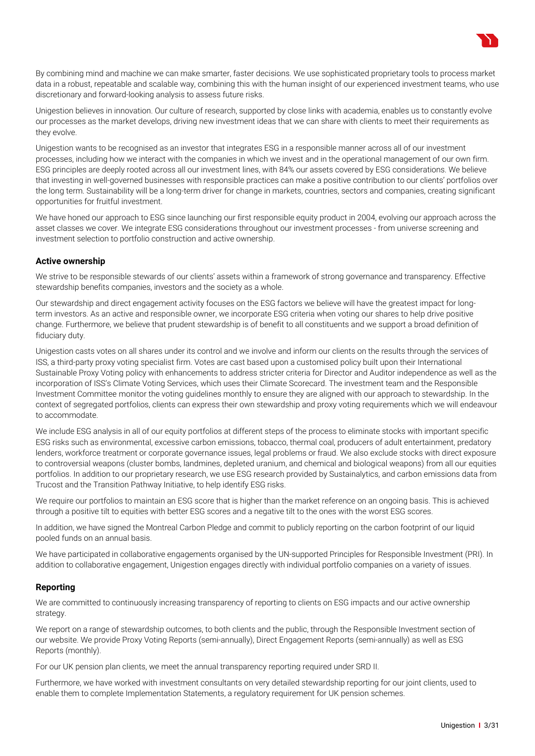By combining mind and machine we can make smarter, faster decisions. We use sophisticated proprietary tools to process market data in a robust, repeatable and scalable way, combining this with the human insight of our experienced investment teams, who use discretionary and forward-looking analysis to assess future risks.

Unigestion believes in innovation. Our culture of research, supported by close links with academia, enables us to constantly evolve our processes as the market develops, driving new investment ideas that we can share with clients to meet their requirements as they evolve.

Unigestion wants to be recognised as an investor that integrates ESG in a responsible manner across all of our investment processes, including how we interact with the companies in which we invest and in the operational management of our own firm. ESG principles are deeply rooted across all our investment lines, with 84% our assets covered by ESG considerations. We believe that investing in well-governed businesses with responsible practices can make a positive contribution to our clients' portfolios over the long term. Sustainability will be a long-term driver for change in markets, countries, sectors and companies, creating significant opportunities for fruitful investment.

We have honed our approach to ESG since launching our first responsible equity product in 2004, evolving our approach across the asset classes we cover. We integrate ESG considerations throughout our investment processes - from universe screening and investment selection to portfolio construction and active ownership.

## Active ownership

We strive to be responsible stewards of our clients' assets within a framework of strong governance and transparency. Effective stewardship benefits companies, investors and the society as a whole.

Our stewardship and direct engagement activity focuses on the ESG factors we believe will have the greatest impact for long-term investors. As an active and responsible owner, we incorporate ESG criteria when voting our shares to help drive positive change. Furthermore, we believe that prudent stewardship is of benefit to all constituents and we support a broad definition of fiduciary duty.

Unigestion casts votes on all shares under its control and we involve and inform our clients on the results through the services of ISS, a third-party proxy voting specialist firm. Votes are cast based upon a customised policy built upon their International Sustainable Proxy Voting policy with enhancements to address stricter criteria for Director and Auditor independence as well as the incorporation of ISS's Climate Voting Services, which uses their Climate Scorecard. The investment team and the Responsible Investment Committee monitor the voting guidelines monthly to ensure they are aligned with our approach to stewardship. In the context of segregated portfolios, clients can express their own stewardship and proxy voting requirements which we will endeavour to accommodate.

We include ESG analysis in all of our equity portfolios at different steps of the process to eliminate stocks with important specific ESG risks such as environmental, excessive carbon emissions, tobacco, thermal coal, producers of adult entertainment, predatory lenders, workforce treatment or corporate governance issues, legal problems or fraud. We also exclude stocks with direct exposure to controversial weapons (cluster bombs, landmines, depleted uranium, and chemical and biological weapons) from all our equities portfolios. In addition to our proprietary research, we use ESG research provided by Sustainalytics, and carbon emissions data from Trucost and the Transition Pathway Initiative, to help identify ESG risks.

We require our portfolios to maintain an ESG score that is higher than the market reference on an ongoing basis. This is achieved through a positive tilt to equities with better ESG scores and a negative tilt to the ones with the worst ESG scores.

In addition, we have signed the Montreal Carbon Pledge and commit to publicly reporting on the carbon footprint of our liquid pooled funds on an annual basis.

We have participated in collaborative engagements organised by the UN-supported Principles for Responsible Investment (PRI). In addition to collaborative engagement, Unigestion engages directly with individual portfolio companies on a variety of issues.

## Reporting

We are committed to continuously increasing transparency of reporting to clients on ESG impacts and our active ownership strategy.

We report on a range of stewardship outcomes, to both clients and the public, through the Responsible Investment section of our website. We provide Proxy Voting Reports (semi-annually), Direct Engagement Reports (semi-annually) as well as ESG Reports (monthly).

For our UK pension plan clients, we meet the annual transparency reporting required under SRD II.

Furthermore, we have worked with investment consultants on very detailed stewardship reporting for our joint clients, used to enable them to complete Implementation Statements, a regulatory requirement for UK pension schemes.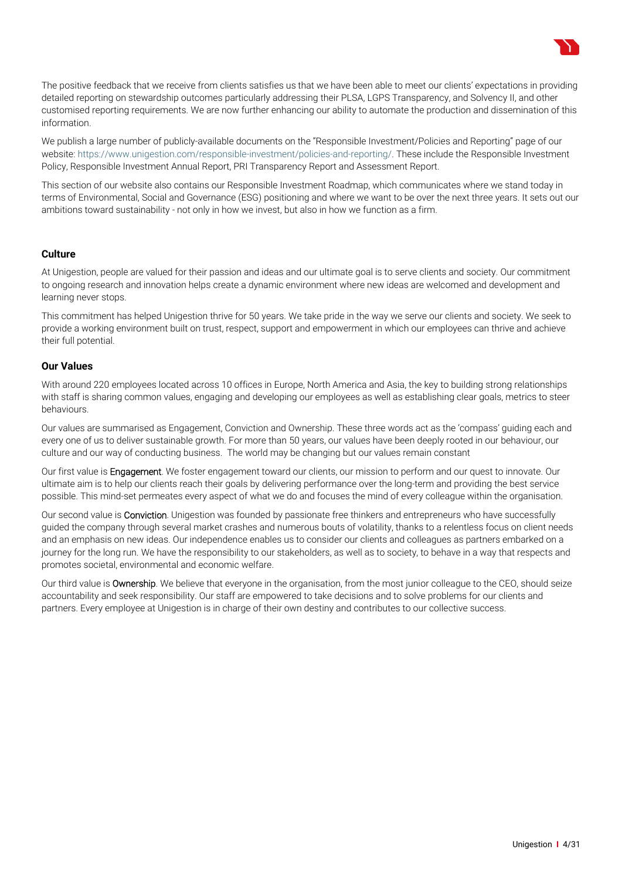The positive feedback that we receive from clients satisfies us that we have been able to meet our clients' expectations in providing detailed reporting on stewardship outcomes particularly addressing their PLSA, LGPS Transparency, and Solvency II, and other customised reporting requirements. We are now further enhancing our ability to automate the production and dissemination of this information.

We publish a large number of publicly-available documents on the "Responsible Investment/Policies and Reporting" page of our website: https://www.unigestion.com/responsible-investment/policies-and-reporting/. These include the Responsible Investment Policy, Responsible Investment Annual Report, PRI Transparency Report and Assessment Report.

This section of our website also contains our Responsible Investment Roadmap, which communicates where we stand today in terms of Environmental, Social and Governance (ESG) positioning and where we want to be over the next three years. It sets out our ambitions toward sustainability - not only in how we invest, but also in how we function as a firm.

### Culture

At Unigestion, people are valued for their passion and ideas and our ultimate goal is to serve clients and society. Our commitment to ongoing research and innovation helps create a dynamic environment where new ideas are welcomed and development and learning never stops.

This commitment has helped Unigestion thrive for 50 years. We take pride in the way we serve our clients and society. We seek to provide a working environment built on trust, respect, support and empowerment in which our employees can thrive and achieve their full potential.

### Our Values

With around 220 employees located across 10 offices in Europe, North America and Asia, the key to building strong relationships with staff is sharing common values, engaging and developing our employees as well as establishing clear goals, metrics to steer behaviours.

Our values are summarised as Engagement, Conviction and Ownership. These three words act as the 'compass' guiding each and every one of us to deliver sustainable growth. For more than 50 years, our values have been deeply rooted in our behaviour, our culture and our way of conducting business. The world may be changing but our values remain constant

Our first value is Engagement. We foster engagement toward our clients, our mission to perform and our quest to innovate. Our ultimate aim is to help our clients reach their goals by delivering performance over the long-term and providing the best service possible. This mind-set permeates every aspect of what we do and focuses the mind of every colleague within the organisation.

Our second value is Conviction. Unigestion was founded by passionate free thinkers and entrepreneurs who have successfully guided the company through several market crashes and numerous bouts of volatility, thanks to a relentless focus on client needs and an emphasis on new ideas. Our independence enables us to consider our clients and colleagues as partners embarked on a journey for the long run. We have the responsibility to our stakeholders, as well as to society, to behave in a way that respects and promotes societal, environmental and economic welfare.

Our third value is Ownership. We believe that everyone in the organisation, from the most junior colleague to the CEO, should seize accountability and seek responsibility. Our staff are empowered to take decisions and to solve problems for our clients and partners. Every employee at Unigestion is in charge of their own destiny and contributes to our collective success.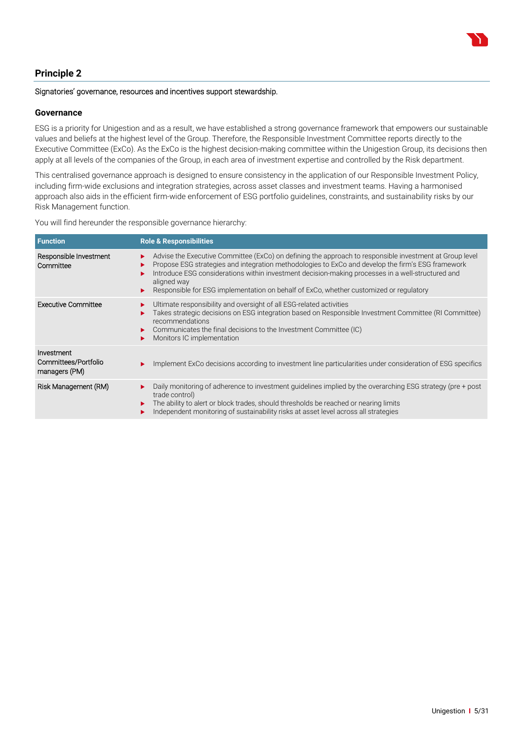## Principle 2

Signatories' governance, resources and incentives support stewardship.

### Governance

ESG is a priority for Unigestion and as a result, we have established a strong governance framework that empowers our sustainable values and beliefs at the highest level of the Group. Therefore, the Responsible Investment Committee reports directly to the Executive Committee (ExCo). As the ExCo is the highest decision-making committee within the Unigestion Group, its decisions then apply at all levels of the companies of the Group, in each area of investment expertise and controlled by the Risk department.

This centralised governance approach is designed to ensure consistency in the application of our Responsible Investment Policy, including firm-wide exclusions and integration strategies, across asset classes and investment teams. Having a harmonised approach also aids in the efficient firm-wide enforcement of ESG portfolio guidelines, constraints, and sustainability risks by our Risk Management function.

You will find hereunder the responsible governance hierarchy:

| Function | Role & Responsibilities |
|---|---|
| Responsible Investment Committee | ▶ Advise the Executive Committee (ExCo) on defining the approach to responsible investment at Group level<br>▶ Propose ESG strategies and integration methodologies to ExCo and develop the firm's ESG framework<br>▶ Introduce ESG considerations within investment decision-making processes in a well-structured and aligned way<br>▶ Responsible for ESG implementation on behalf of ExCo, whether customized or regulatory |
| Executive Committee | ▶ Ultimate responsibility and oversight of all ESG-related activities<br>▶ Takes strategic decisions on ESG integration based on Responsible Investment Committee (RI Committee) recommendations<br>▶ Communicates the final decisions to the Investment Committee (IC)<br>▶ Monitors IC implementation |
| Investment Committees/Portfolio managers (PM) | ▶ Implement ExCo decisions according to investment line particularities under consideration of ESG specifics |
| Risk Management (RM) | ▶ Daily monitoring of adherence to investment guidelines implied by the overarching ESG strategy (pre + post trade control)<br>▶ The ability to alert or block trades, should thresholds be reached or nearing limits<br>▶ Independent monitoring of sustainability risks at asset level across all strategies |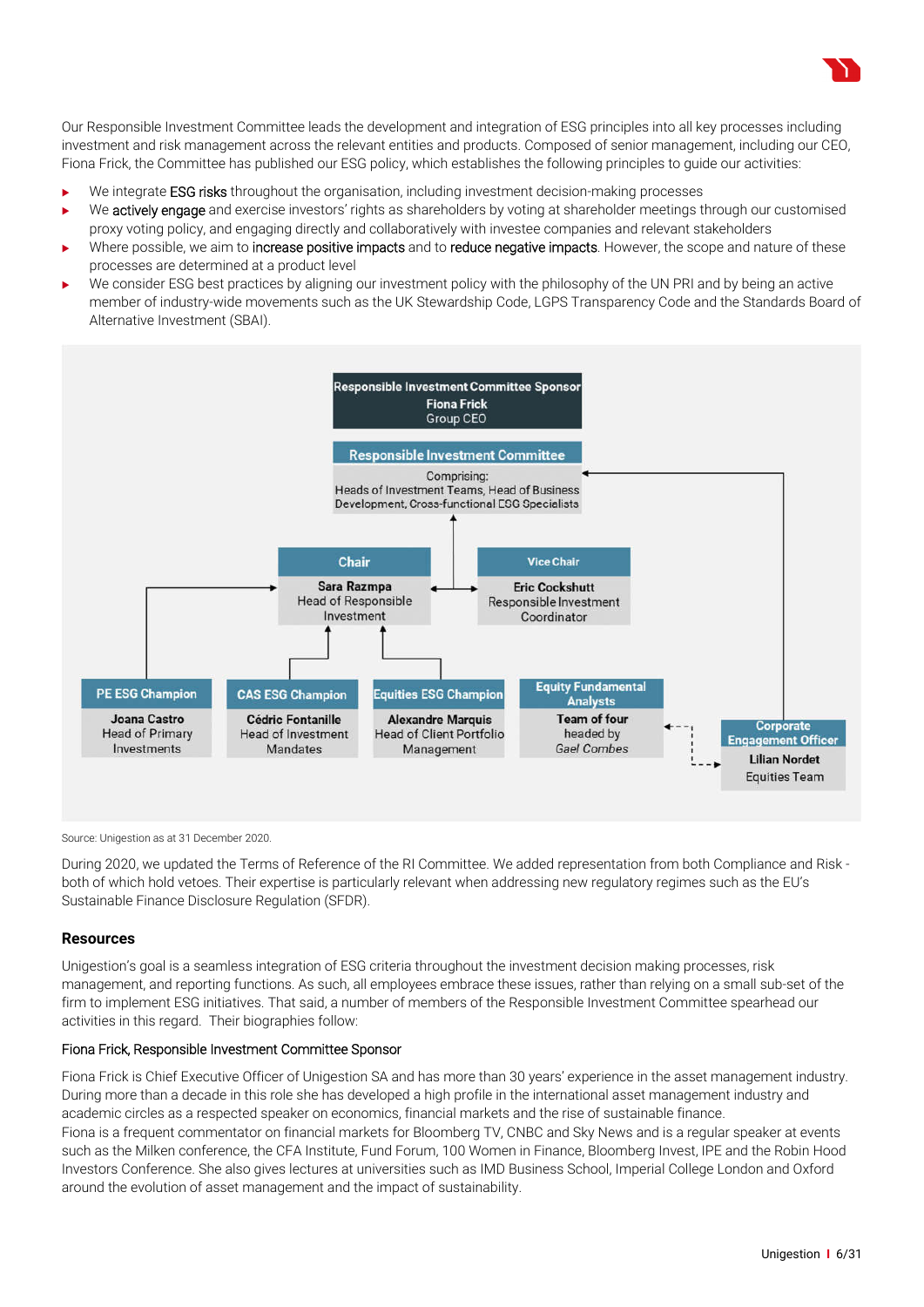Our Responsible Investment Committee leads the development and integration of ESG principles into all key processes including investment and risk management across the relevant entities and products. Composed of senior management, including our CEO, Fiona Frick, the Committee has published our ESG policy, which establishes the following principles to guide our activities:

- We integrate ESG risks throughout the organisation, including investment decision-making processes
- We actively engage and exercise investors' rights as shareholders by voting at shareholder meetings through our customised proxy voting policy, and engaging directly and collaboratively with investee companies and relevant stakeholders
- Where possible, we aim to increase positive impacts and to reduce negative impacts. However, the scope and nature of these processes are determined at a product level
- We consider ESG best practices by aligning our investment policy with the philosophy of the UN PRI and by being an active member of industry-wide movements such as the UK Stewardship Code, LGPS Transparency Code and the Standards Board of Alternative Investment (SBAI).

**Responsible Investment Committee Sponsor**
Fiona Frick
Group CEO

**Responsible Investment Committee**
Comprising:
Heads of Investment Teams, Head of Business Development, Cross-functional ESG Specialists

**Chair**
Sara Razmpa
Head of Responsible Investment

**Vice Chair**
Eric Cockshutt
Responsible Investment Coordinator

**PE ESG Champion**
Joana Castro
Head of Primary Investments

**CAS ESG Champion**
Cédric Fontanille
Head of Investment Mandates

**Equities ESG Champion**
Alexandre Marquis
Head of Client Portfolio Management

**Equity Fundamental Analysts**
Team of four headed by
*Gael Combes*

**Corporate Engagement Officer**
Lilian Nordet
Equities Team

Source: Unigestion as at 31 December 2020.

During 2020, we updated the Terms of Reference of the RI Committee. We added representation from both Compliance and Risk - both of which hold vetoes. Their expertise is particularly relevant when addressing new regulatory regimes such as the EU's Sustainable Finance Disclosure Regulation (SFDR).

### Resources

Unigestion's goal is a seamless integration of ESG criteria throughout the investment decision making processes, risk management, and reporting functions. As such, all employees embrace these issues, rather than relying on a small sub-set of the firm to implement ESG initiatives. That said, a number of members of the Responsible Investment Committee spearhead our activities in this regard. Their biographies follow:

#### Fiona Frick, Responsible Investment Committee Sponsor

Fiona Frick is Chief Executive Officer of Unigestion SA and has more than 30 years' experience in the asset management industry. During more than a decade in this role she has developed a high profile in the international asset management industry and academic circles as a respected speaker on economics, financial markets and the rise of sustainable finance.
Fiona is a frequent commentator on financial markets for Bloomberg TV, CNBC and Sky News and is a regular speaker at events such as the Milken conference, the CFA Institute, Fund Forum, 100 Women in Finance, Bloomberg Invest, IPE and the Robin Hood Investors Conference. She also gives lectures at universities such as IMD Business School, Imperial College London and Oxford around the evolution of asset management and the impact of sustainability.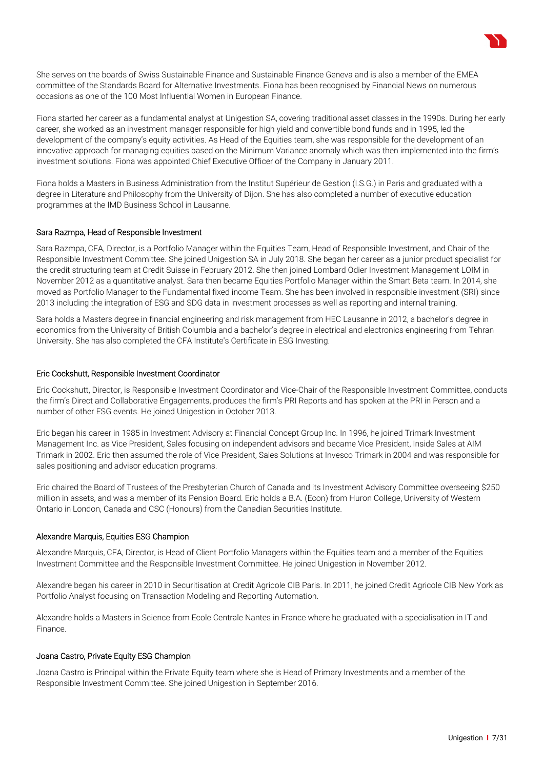She serves on the boards of Swiss Sustainable Finance and Sustainable Finance Geneva and is also a member of the EMEA committee of the Standards Board for Alternative Investments. Fiona has been recognised by Financial News on numerous occasions as one of the 100 Most Influential Women in European Finance.

Fiona started her career as a fundamental analyst at Unigestion SA, covering traditional asset classes in the 1990s. During her early career, she worked as an investment manager responsible for high yield and convertible bond funds and in 1995, led the development of the company's equity activities. As Head of the Equities team, she was responsible for the development of an innovative approach for managing equities based on the Minimum Variance anomaly which was then implemented into the firm's investment solutions. Fiona was appointed Chief Executive Officer of the Company in January 2011.

Fiona holds a Masters in Business Administration from the Institut Supérieur de Gestion (I.S.G.) in Paris and graduated with a degree in Literature and Philosophy from the University of Dijon. She has also completed a number of executive education programmes at the IMD Business School in Lausanne.

### Sara Razmpa, Head of Responsible Investment

Sara Razmpa, CFA, Director, is a Portfolio Manager within the Equities Team, Head of Responsible Investment, and Chair of the Responsible Investment Committee. She joined Unigestion SA in July 2018. She began her career as a junior product specialist for the credit structuring team at Credit Suisse in February 2012. She then joined Lombard Odier Investment Management LOIM in November 2012 as a quantitative analyst. Sara then became Equities Portfolio Manager within the Smart Beta team. In 2014, she moved as Portfolio Manager to the Fundamental fixed income Team. She has been involved in responsible investment (SRI) since 2013 including the integration of ESG and SDG data in investment processes as well as reporting and internal training.

Sara holds a Masters degree in financial engineering and risk management from HEC Lausanne in 2012, a bachelor's degree in economics from the University of British Columbia and a bachelor's degree in electrical and electronics engineering from Tehran University. She has also completed the CFA Institute's Certificate in ESG Investing.

### Eric Cockshutt, Responsible Investment Coordinator

Eric Cockshutt, Director, is Responsible Investment Coordinator and Vice-Chair of the Responsible Investment Committee, conducts the firm's Direct and Collaborative Engagements, produces the firm's PRI Reports and has spoken at the PRI in Person and a number of other ESG events. He joined Unigestion in October 2013.

Eric began his career in 1985 in Investment Advisory at Financial Concept Group Inc. In 1996, he joined Trimark Investment Management Inc. as Vice President, Sales focusing on independent advisors and became Vice President, Inside Sales at AIM Trimark in 2002. Eric then assumed the role of Vice President, Sales Solutions at Invesco Trimark in 2004 and was responsible for sales positioning and advisor education programs.

Eric chaired the Board of Trustees of the Presbyterian Church of Canada and its Investment Advisory Committee overseeing $250 million in assets, and was a member of its Pension Board. Eric holds a B.A. (Econ) from Huron College, University of Western Ontario in London, Canada and CSC (Honours) from the Canadian Securities Institute.

### Alexandre Marquis, Equities ESG Champion

Alexandre Marquis, CFA, Director, is Head of Client Portfolio Managers within the Equities team and a member of the Equities Investment Committee and the Responsible Investment Committee. He joined Unigestion in November 2012.

Alexandre began his career in 2010 in Securitisation at Credit Agricole CIB Paris. In 2011, he joined Credit Agricole CIB New York as Portfolio Analyst focusing on Transaction Modeling and Reporting Automation.

Alexandre holds a Masters in Science from Ecole Centrale Nantes in France where he graduated with a specialisation in IT and Finance.

### Joana Castro, Private Equity ESG Champion

Joana Castro is Principal within the Private Equity team where she is Head of Primary Investments and a member of the Responsible Investment Committee. She joined Unigestion in September 2016.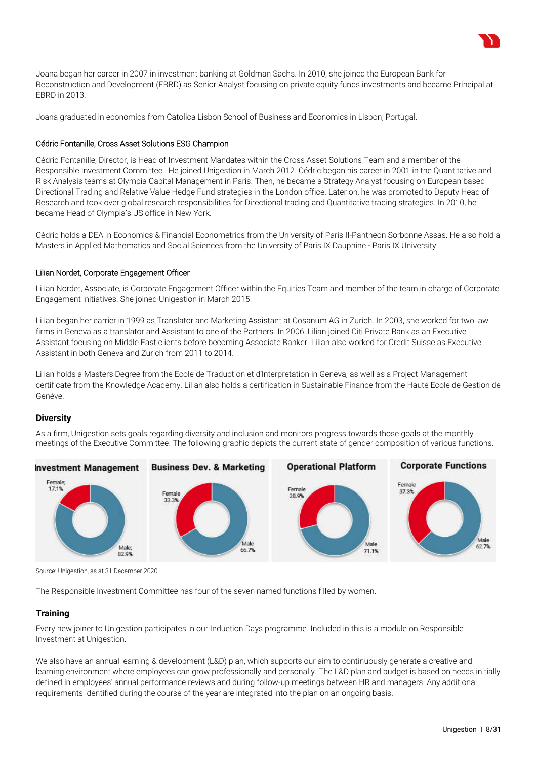Joana began her career in 2007 in investment banking at Goldman Sachs. In 2010, she joined the European Bank for Reconstruction and Development (EBRD) as Senior Analyst focusing on private equity funds investments and became Principal at EBRD in 2013.

Joana graduated in economics from Catolica Lisbon School of Business and Economics in Lisbon, Portugal.

Cédric Fontanille, Cross Asset Solutions ESG Champion

Cédric Fontanille, Director, is Head of Investment Mandates within the Cross Asset Solutions Team and a member of the Responsible Investment Committee. He joined Unigestion in March 2012. Cédric began his career in 2001 in the Quantitative and Risk Analysis teams at Olympia Capital Management in Paris. Then, he became a Strategy Analyst focusing on European based Directional Trading and Relative Value Hedge Fund strategies in the London office. Later on, he was promoted to Deputy Head of Research and took over global research responsibilities for Directional trading and Quantitative trading strategies. In 2010, he became Head of Olympia's US office in New York.

Cédric holds a DEA in Economics & Financial Econometrics from the University of Paris II-Pantheon Sorbonne Assas. He also hold a Masters in Applied Mathematics and Social Sciences from the University of Paris IX Dauphine - Paris IX University.

Lilian Nordet, Corporate Engagement Officer

Lilian Nordet, Associate, is Corporate Engagement Officer within the Equities Team and member of the team in charge of Corporate Engagement initiatives. She joined Unigestion in March 2015.

Lilian began her carrier in 1999 as Translator and Marketing Assistant at Cosanum AG in Zurich. In 2003, she worked for two law firms in Geneva as a translator and Assistant to one of the Partners. In 2006, Lilian joined Citi Private Bank as an Executive Assistant focusing on Middle East clients before becoming Associate Banker. Lilian also worked for Credit Suisse as Executive Assistant in both Geneva and Zurich from 2011 to 2014.

Lilian holds a Masters Degree from the Ecole de Traduction et d'Interpretation in Geneva, as well as a Project Management certificate from the Knowledge Academy. Lilian also holds a certification in Sustainable Finance from the Haute Ecole de Gestion de Genève.

## Diversity

As a firm, Unigestion sets goals regarding diversity and inclusion and monitors progress towards those goals at the monthly meetings of the Executive Committee. The following graphic depicts the current state of gender composition of various functions.

| | Investment Management | Business Dev. & Marketing | Operational Platform | Corporate Functions |
|---|---|---|---|---|
| Female | 17.1% | 33.3% | 28.9% | 37.3% |
| Male | 82.9% | 66.7% | 71.1% | 62.7% |

Source: Unigestion, as at 31 December 2020

The Responsible Investment Committee has four of the seven named functions filled by women.

## Training

Every new joiner to Unigestion participates in our Induction Days programme. Included in this is a module on Responsible Investment at Unigestion.

We also have an annual learning & development (L&D) plan, which supports our aim to continuously generate a creative and learning environment where employees can grow professionally and personally. The L&D plan and budget is based on needs initially defined in employees' annual performance reviews and during follow-up meetings between HR and managers. Any additional requirements identified during the course of the year are integrated into the plan on an ongoing basis.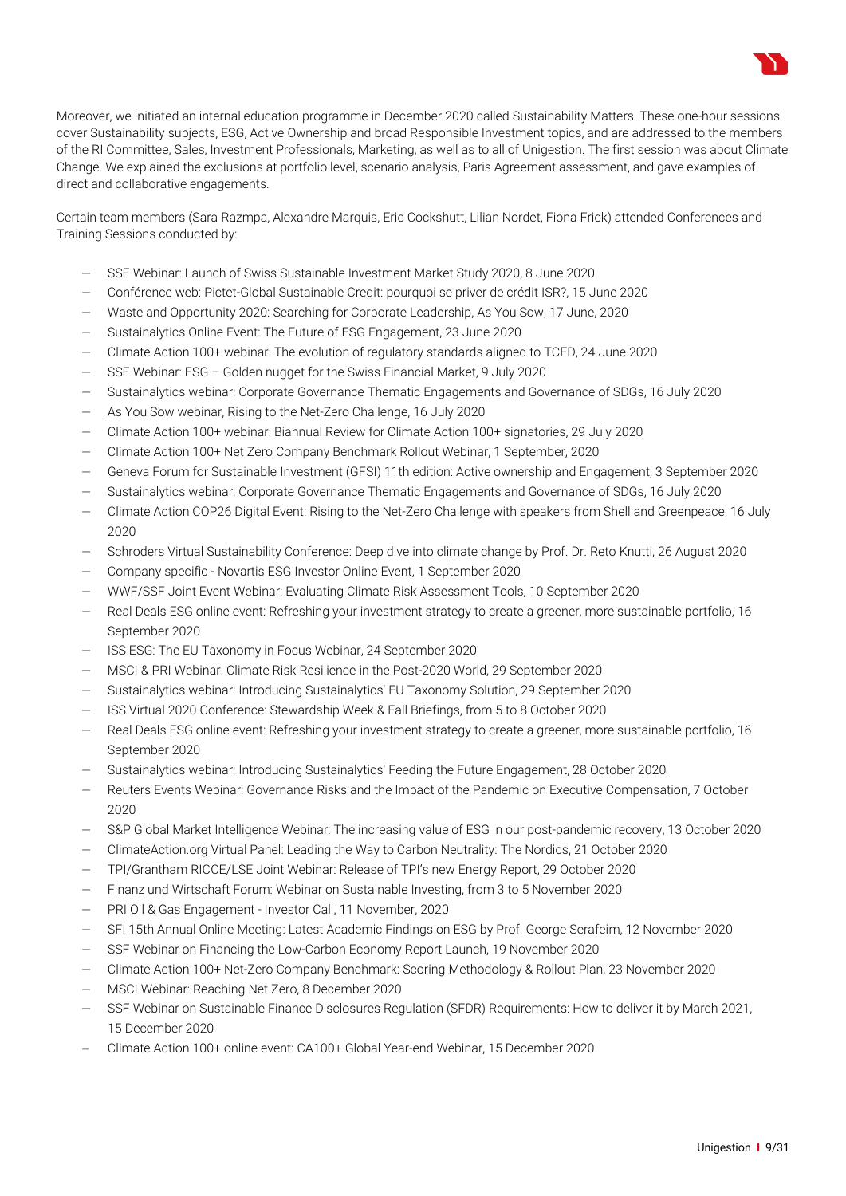Moreover, we initiated an internal education programme in December 2020 called Sustainability Matters. These one-hour sessions cover Sustainability subjects, ESG, Active Ownership and broad Responsible Investment topics, and are addressed to the members of the RI Committee, Sales, Investment Professionals, Marketing, as well as to all of Unigestion. The first session was about Climate Change. We explained the exclusions at portfolio level, scenario analysis, Paris Agreement assessment, and gave examples of direct and collaborative engagements.

Certain team members (Sara Razmpa, Alexandre Marquis, Eric Cockshutt, Lilian Nordet, Fiona Frick) attended Conferences and Training Sessions conducted by:

- SSF Webinar: Launch of Swiss Sustainable Investment Market Study 2020, 8 June 2020
- Conférence web: Pictet-Global Sustainable Credit: pourquoi se priver de crédit ISR?, 15 June 2020
- Waste and Opportunity 2020: Searching for Corporate Leadership, As You Sow, 17 June, 2020
- Sustainalytics Online Event: The Future of ESG Engagement, 23 June 2020
- Climate Action 100+ webinar: The evolution of regulatory standards aligned to TCFD, 24 June 2020
- SSF Webinar: ESG – Golden nugget for the Swiss Financial Market, 9 July 2020
- Sustainalytics webinar: Corporate Governance Thematic Engagements and Governance of SDGs, 16 July 2020
- As You Sow webinar, Rising to the Net-Zero Challenge, 16 July 2020
- Climate Action 100+ webinar: Biannual Review for Climate Action 100+ signatories, 29 July 2020
- Climate Action 100+ Net Zero Company Benchmark Rollout Webinar, 1 September, 2020
- Geneva Forum for Sustainable Investment (GFSI) 11th edition: Active ownership and Engagement, 3 September 2020
- Sustainalytics webinar: Corporate Governance Thematic Engagements and Governance of SDGs, 16 July 2020
- Climate Action COP26 Digital Event: Rising to the Net-Zero Challenge with speakers from Shell and Greenpeace, 16 July 2020
- Schroders Virtual Sustainability Conference: Deep dive into climate change by Prof. Dr. Reto Knutti, 26 August 2020
- Company specific - Novartis ESG Investor Online Event, 1 September 2020
- WWF/SSF Joint Event Webinar: Evaluating Climate Risk Assessment Tools, 10 September 2020
- Real Deals ESG online event: Refreshing your investment strategy to create a greener, more sustainable portfolio, 16 September 2020
- ISS ESG: The EU Taxonomy in Focus Webinar, 24 September 2020
- MSCI & PRI Webinar: Climate Risk Resilience in the Post-2020 World, 29 September 2020
- Sustainalytics webinar: Introducing Sustainalytics' EU Taxonomy Solution, 29 September 2020
- ISS Virtual 2020 Conference: Stewardship Week & Fall Briefings, from 5 to 8 October 2020
- Real Deals ESG online event: Refreshing your investment strategy to create a greener, more sustainable portfolio, 16 September 2020
- Sustainalytics webinar: Introducing Sustainalytics' Feeding the Future Engagement, 28 October 2020
- Reuters Events Webinar: Governance Risks and the Impact of the Pandemic on Executive Compensation, 7 October 2020
- S&P Global Market Intelligence Webinar: The increasing value of ESG in our post-pandemic recovery, 13 October 2020
- ClimateAction.org Virtual Panel: Leading the Way to Carbon Neutrality: The Nordics, 21 October 2020
- TPI/Grantham RICCE/LSE Joint Webinar: Release of TPI's new Energy Report, 29 October 2020
- Finanz und Wirtschaft Forum: Webinar on Sustainable Investing, from 3 to 5 November 2020
- PRI Oil & Gas Engagement - Investor Call, 11 November, 2020
- SFI 15th Annual Online Meeting: Latest Academic Findings on ESG by Prof. George Serafeim, 12 November 2020
- SSF Webinar on Financing the Low-Carbon Economy Report Launch, 19 November 2020
- Climate Action 100+ Net-Zero Company Benchmark: Scoring Methodology & Rollout Plan, 23 November 2020
- MSCI Webinar: Reaching Net Zero, 8 December 2020
- SSF Webinar on Sustainable Finance Disclosures Regulation (SFDR) Requirements: How to deliver it by March 2021, 15 December 2020
- Climate Action 100+ online event: CA100+ Global Year-end Webinar, 15 December 2020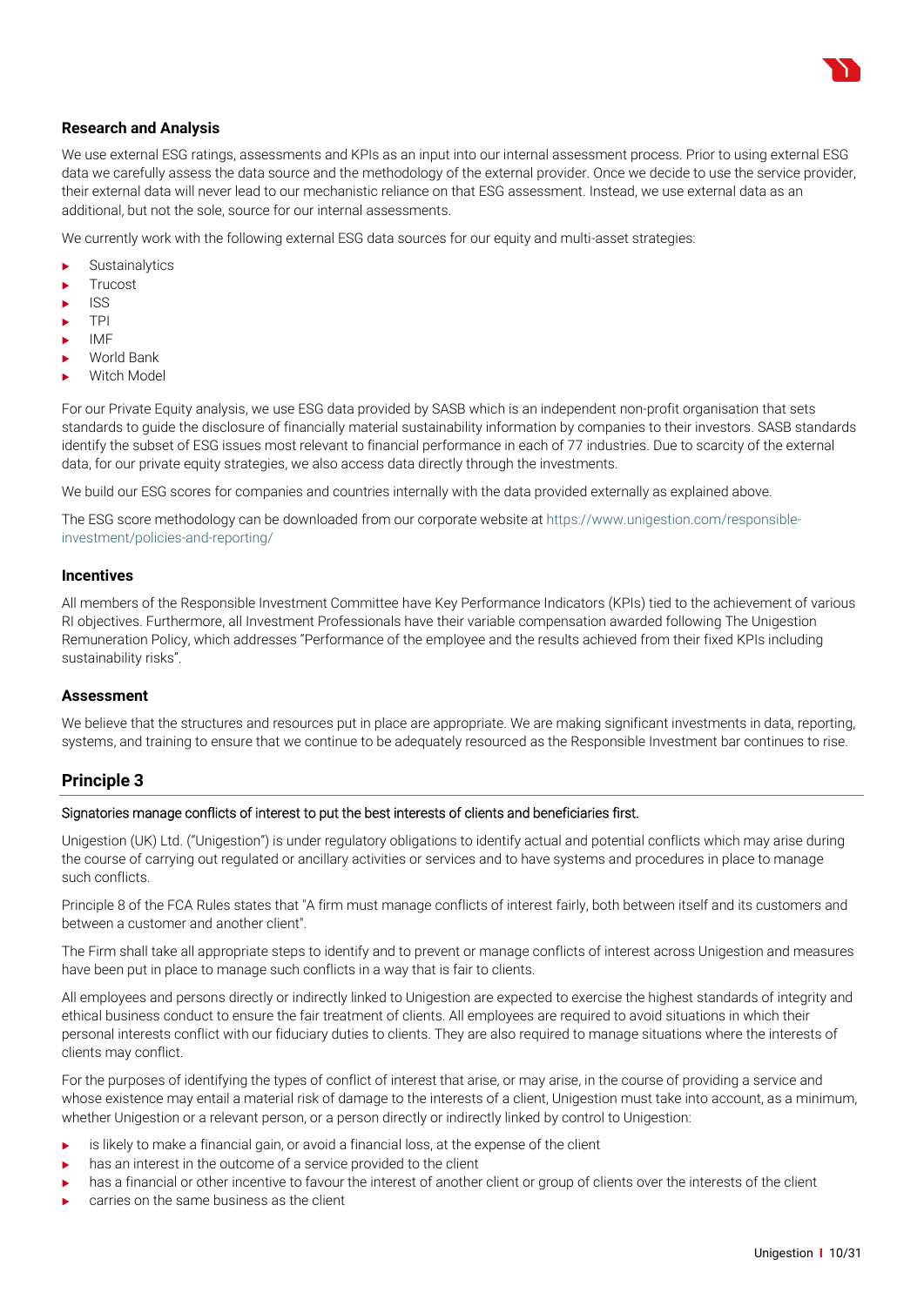### Research and Analysis

We use external ESG ratings, assessments and KPIs as an input into our internal assessment process. Prior to using external ESG data we carefully assess the data source and the methodology of the external provider. Once we decide to use the service provider, their external data will never lead to our mechanistic reliance on that ESG assessment. Instead, we use external data as an additional, but not the sole, source for our internal assessments.

We currently work with the following external ESG data sources for our equity and multi-asset strategies:

- Sustainalytics
- Trucost
- ISS
- TPI
- IMF
- World Bank
- Witch Model

For our Private Equity analysis, we use ESG data provided by SASB which is an independent non-profit organisation that sets standards to guide the disclosure of financially material sustainability information by companies to their investors. SASB standards identify the subset of ESG issues most relevant to financial performance in each of 77 industries. Due to scarcity of the external data, for our private equity strategies, we also access data directly through the investments.

We build our ESG scores for companies and countries internally with the data provided externally as explained above.

The ESG score methodology can be downloaded from our corporate website at https://www.unigestion.com/responsible-investment/policies-and-reporting/

### Incentives

All members of the Responsible Investment Committee have Key Performance Indicators (KPIs) tied to the achievement of various RI objectives. Furthermore, all Investment Professionals have their variable compensation awarded following The Unigestion Remuneration Policy, which addresses "Performance of the employee and the results achieved from their fixed KPIs including sustainability risks".

### Assessment

We believe that the structures and resources put in place are appropriate. We are making significant investments in data, reporting, systems, and training to ensure that we continue to be adequately resourced as the Responsible Investment bar continues to rise.

## Principle 3

Signatories manage conflicts of interest to put the best interests of clients and beneficiaries first.

Unigestion (UK) Ltd. ("Unigestion") is under regulatory obligations to identify actual and potential conflicts which may arise during the course of carrying out regulated or ancillary activities or services and to have systems and procedures in place to manage such conflicts.

Principle 8 of the FCA Rules states that "A firm must manage conflicts of interest fairly, both between itself and its customers and between a customer and another client".

The Firm shall take all appropriate steps to identify and to prevent or manage conflicts of interest across Unigestion and measures have been put in place to manage such conflicts in a way that is fair to clients.

All employees and persons directly or indirectly linked to Unigestion are expected to exercise the highest standards of integrity and ethical business conduct to ensure the fair treatment of clients. All employees are required to avoid situations in which their personal interests conflict with our fiduciary duties to clients. They are also required to manage situations where the interests of clients may conflict.

For the purposes of identifying the types of conflict of interest that arise, or may arise, in the course of providing a service and whose existence may entail a material risk of damage to the interests of a client, Unigestion must take into account, as a minimum, whether Unigestion or a relevant person, or a person directly or indirectly linked by control to Unigestion:

- is likely to make a financial gain, or avoid a financial loss, at the expense of the client
- has an interest in the outcome of a service provided to the client
- has a financial or other incentive to favour the interest of another client or group of clients over the interests of the client
- carries on the same business as the client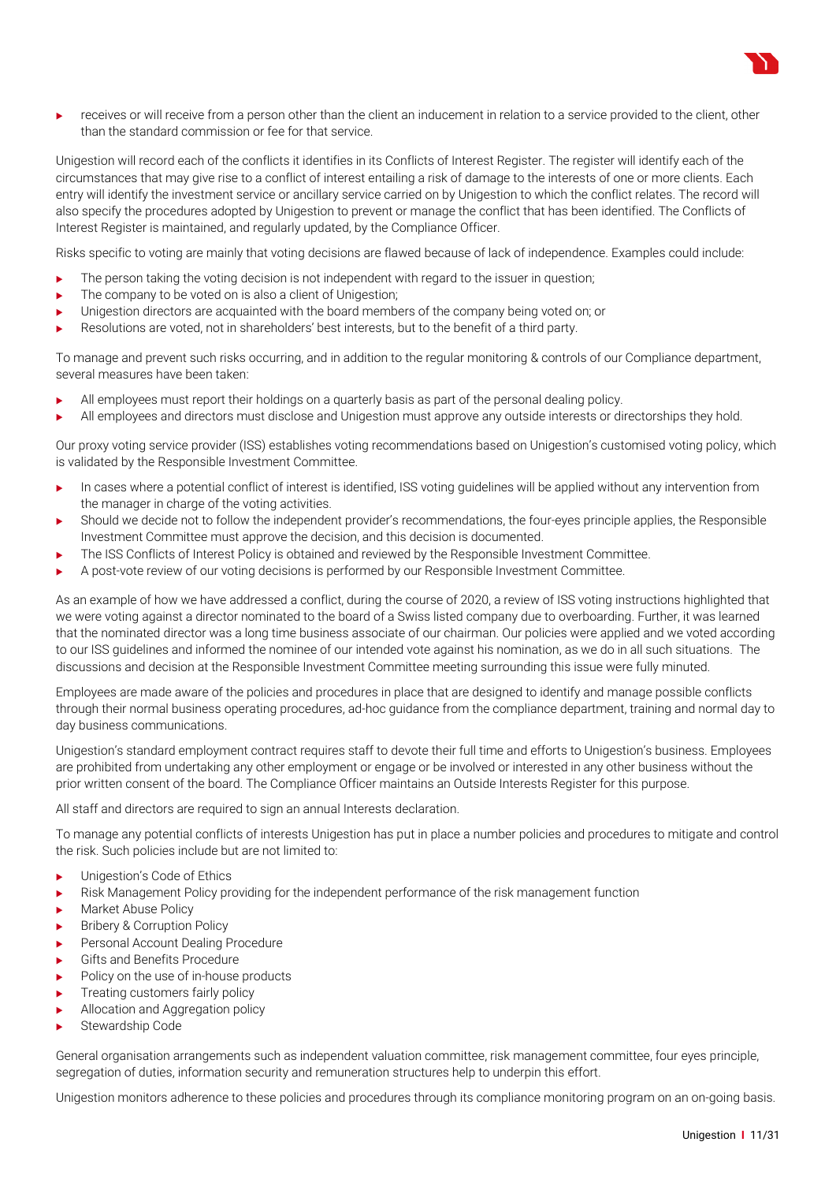- receives or will receive from a person other than the client an inducement in relation to a service provided to the client, other than the standard commission or fee for that service.

Unigestion will record each of the conflicts it identifies in its Conflicts of Interest Register. The register will identify each of the circumstances that may give rise to a conflict of interest entailing a risk of damage to the interests of one or more clients. Each entry will identify the investment service or ancillary service carried on by Unigestion to which the conflict relates. The record will also specify the procedures adopted by Unigestion to prevent or manage the conflict that has been identified. The Conflicts of Interest Register is maintained, and regularly updated, by the Compliance Officer.

Risks specific to voting are mainly that voting decisions are flawed because of lack of independence. Examples could include:

- The person taking the voting decision is not independent with regard to the issuer in question;
- The company to be voted on is also a client of Unigestion;
- Unigestion directors are acquainted with the board members of the company being voted on; or
- Resolutions are voted, not in shareholders' best interests, but to the benefit of a third party.

To manage and prevent such risks occurring, and in addition to the regular monitoring & controls of our Compliance department, several measures have been taken:

- All employees must report their holdings on a quarterly basis as part of the personal dealing policy.
- All employees and directors must disclose and Unigestion must approve any outside interests or directorships they hold.

Our proxy voting service provider (ISS) establishes voting recommendations based on Unigestion's customised voting policy, which is validated by the Responsible Investment Committee.

- In cases where a potential conflict of interest is identified, ISS voting guidelines will be applied without any intervention from the manager in charge of the voting activities.
- Should we decide not to follow the independent provider's recommendations, the four-eyes principle applies, the Responsible Investment Committee must approve the decision, and this decision is documented.
- The ISS Conflicts of Interest Policy is obtained and reviewed by the Responsible Investment Committee.
- A post-vote review of our voting decisions is performed by our Responsible Investment Committee.

As an example of how we have addressed a conflict, during the course of 2020, a review of ISS voting instructions highlighted that we were voting against a director nominated to the board of a Swiss listed company due to overboarding. Further, it was learned that the nominated director was a long time business associate of our chairman. Our policies were applied and we voted according to our ISS guidelines and informed the nominee of our intended vote against his nomination, as we do in all such situations. The discussions and decision at the Responsible Investment Committee meeting surrounding this issue were fully minuted.

Employees are made aware of the policies and procedures in place that are designed to identify and manage possible conflicts through their normal business operating procedures, ad-hoc guidance from the compliance department, training and normal day to day business communications.

Unigestion's standard employment contract requires staff to devote their full time and efforts to Unigestion's business. Employees are prohibited from undertaking any other employment or engage or be involved or interested in any other business without the prior written consent of the board. The Compliance Officer maintains an Outside Interests Register for this purpose.

All staff and directors are required to sign an annual Interests declaration.

To manage any potential conflicts of interests Unigestion has put in place a number policies and procedures to mitigate and control the risk. Such policies include but are not limited to:

- Unigestion's Code of Ethics
- Risk Management Policy providing for the independent performance of the risk management function
- Market Abuse Policy
- Bribery & Corruption Policy
- Personal Account Dealing Procedure
- Gifts and Benefits Procedure
- Policy on the use of in-house products
- Treating customers fairly policy
- Allocation and Aggregation policy
- Stewardship Code

General organisation arrangements such as independent valuation committee, risk management committee, four eyes principle, segregation of duties, information security and remuneration structures help to underpin this effort.

Unigestion monitors adherence to these policies and procedures through its compliance monitoring program on an on-going basis.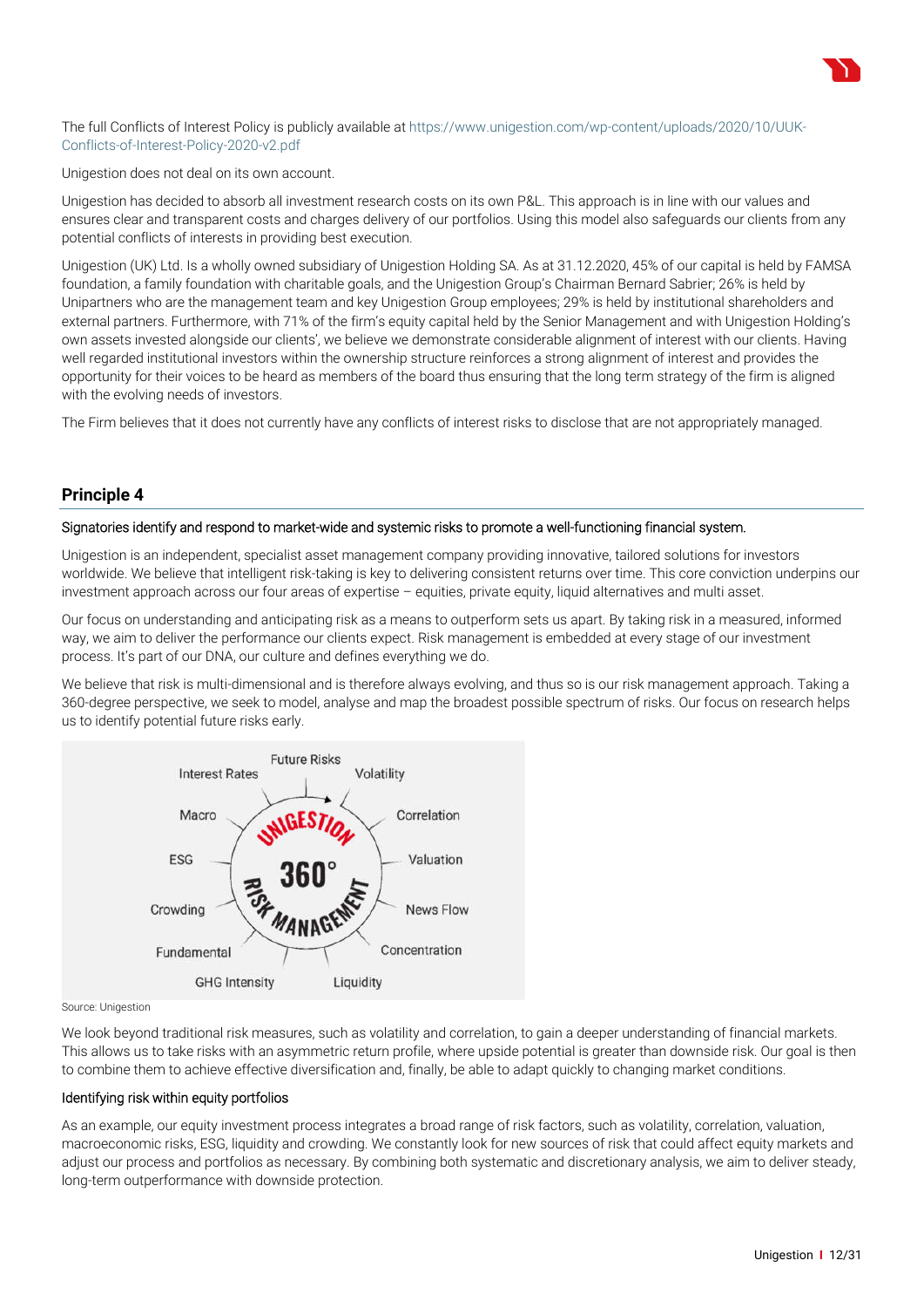The full Conflicts of Interest Policy is publicly available at https://www.unigestion.com/wp-content/uploads/2020/10/UUK-Conflicts-of-Interest-Policy-2020-v2.pdf

Unigestion does not deal on its own account.

Unigestion has decided to absorb all investment research costs on its own P&L. This approach is in line with our values and ensures clear and transparent costs and charges delivery of our portfolios. Using this model also safeguards our clients from any potential conflicts of interests in providing best execution.

Unigestion (UK) Ltd. Is a wholly owned subsidiary of Unigestion Holding SA. As at 31.12.2020, 45% of our capital is held by FAMSA foundation, a family foundation with charitable goals, and the Unigestion Group's Chairman Bernard Sabrier; 26% is held by Unipartners who are the management team and key Unigestion Group employees; 29% is held by institutional shareholders and external partners. Furthermore, with 71% of the firm's equity capital held by the Senior Management and with Unigestion Holding's own assets invested alongside our clients', we believe we demonstrate considerable alignment of interest with our clients. Having well regarded institutional investors within the ownership structure reinforces a strong alignment of interest and provides the opportunity for their voices to be heard as members of the board thus ensuring that the long term strategy of the firm is aligned with the evolving needs of investors.

The Firm believes that it does not currently have any conflicts of interest risks to disclose that are not appropriately managed.

## Principle 4

Signatories identify and respond to market-wide and systemic risks to promote a well-functioning financial system.

Unigestion is an independent, specialist asset management company providing innovative, tailored solutions for investors worldwide. We believe that intelligent risk-taking is key to delivering consistent returns over time. This core conviction underpins our investment approach across our four areas of expertise – equities, private equity, liquid alternatives and multi asset.

Our focus on understanding and anticipating risk as a means to outperform sets us apart. By taking risk in a measured, informed way, we aim to deliver the performance our clients expect. Risk management is embedded at every stage of our investment process. It's part of our DNA, our culture and defines everything we do.

We believe that risk is multi-dimensional and is therefore always evolving, and thus so is our risk management approach. Taking a 360-degree perspective, we seek to model, analyse and map the broadest possible spectrum of risks. Our focus on research helps us to identify potential future risks early.

Unigestion 360° Risk Management: Future Risks, Volatility, Correlation, Valuation, News Flow, Concentration, Liquidity, GHG Intensity, Fundamental, Crowding, ESG, Macro, Interest Rates

Source: Unigestion

We look beyond traditional risk measures, such as volatility and correlation, to gain a deeper understanding of financial markets. This allows us to take risks with an asymmetric return profile, where upside potential is greater than downside risk. Our goal is then to combine them to achieve effective diversification and, finally, be able to adapt quickly to changing market conditions.

### Identifying risk within equity portfolios

As an example, our equity investment process integrates a broad range of risk factors, such as volatility, correlation, valuation, macroeconomic risks, ESG, liquidity and crowding. We constantly look for new sources of risk that could affect equity markets and adjust our process and portfolios as necessary. By combining both systematic and discretionary analysis, we aim to deliver steady, long-term outperformance with downside protection.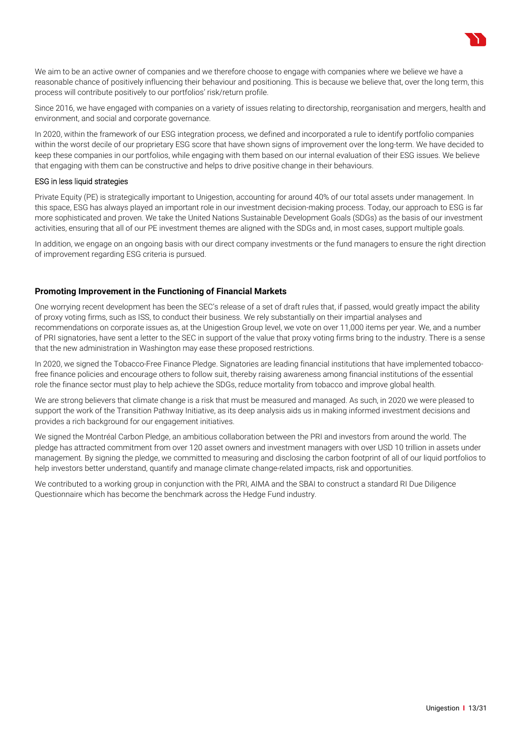We aim to be an active owner of companies and we therefore choose to engage with companies where we believe we have a reasonable chance of positively influencing their behaviour and positioning. This is because we believe that, over the long term, this process will contribute positively to our portfolios' risk/return profile.

Since 2016, we have engaged with companies on a variety of issues relating to directorship, reorganisation and mergers, health and environment, and social and corporate governance.

In 2020, within the framework of our ESG integration process, we defined and incorporated a rule to identify portfolio companies within the worst decile of our proprietary ESG score that have shown signs of improvement over the long-term. We have decided to keep these companies in our portfolios, while engaging with them based on our internal evaluation of their ESG issues. We believe that engaging with them can be constructive and helps to drive positive change in their behaviours.

### ESG in less liquid strategies

Private Equity (PE) is strategically important to Unigestion, accounting for around 40% of our total assets under management. In this space, ESG has always played an important role in our investment decision-making process. Today, our approach to ESG is far more sophisticated and proven. We take the United Nations Sustainable Development Goals (SDGs) as the basis of our investment activities, ensuring that all of our PE investment themes are aligned with the SDGs and, in most cases, support multiple goals.

In addition, we engage on an ongoing basis with our direct company investments or the fund managers to ensure the right direction of improvement regarding ESG criteria is pursued.

## Promoting Improvement in the Functioning of Financial Markets

One worrying recent development has been the SEC's release of a set of draft rules that, if passed, would greatly impact the ability of proxy voting firms, such as ISS, to conduct their business. We rely substantially on their impartial analyses and recommendations on corporate issues as, at the Unigestion Group level, we vote on over 11,000 items per year. We, and a number of PRI signatories, have sent a letter to the SEC in support of the value that proxy voting firms bring to the industry. There is a sense that the new administration in Washington may ease these proposed restrictions.

In 2020, we signed the Tobacco-Free Finance Pledge. Signatories are leading financial institutions that have implemented tobacco-free finance policies and encourage others to follow suit, thereby raising awareness among financial institutions of the essential role the finance sector must play to help achieve the SDGs, reduce mortality from tobacco and improve global health.

We are strong believers that climate change is a risk that must be measured and managed. As such, in 2020 we were pleased to support the work of the Transition Pathway Initiative, as its deep analysis aids us in making informed investment decisions and provides a rich background for our engagement initiatives.

We signed the Montréal Carbon Pledge, an ambitious collaboration between the PRI and investors from around the world. The pledge has attracted commitment from over 120 asset owners and investment managers with over USD 10 trillion in assets under management. By signing the pledge, we committed to measuring and disclosing the carbon footprint of all of our liquid portfolios to help investors better understand, quantify and manage climate change-related impacts, risk and opportunities.

We contributed to a working group in conjunction with the PRI, AIMA and the SBAI to construct a standard RI Due Diligence Questionnaire which has become the benchmark across the Hedge Fund industry.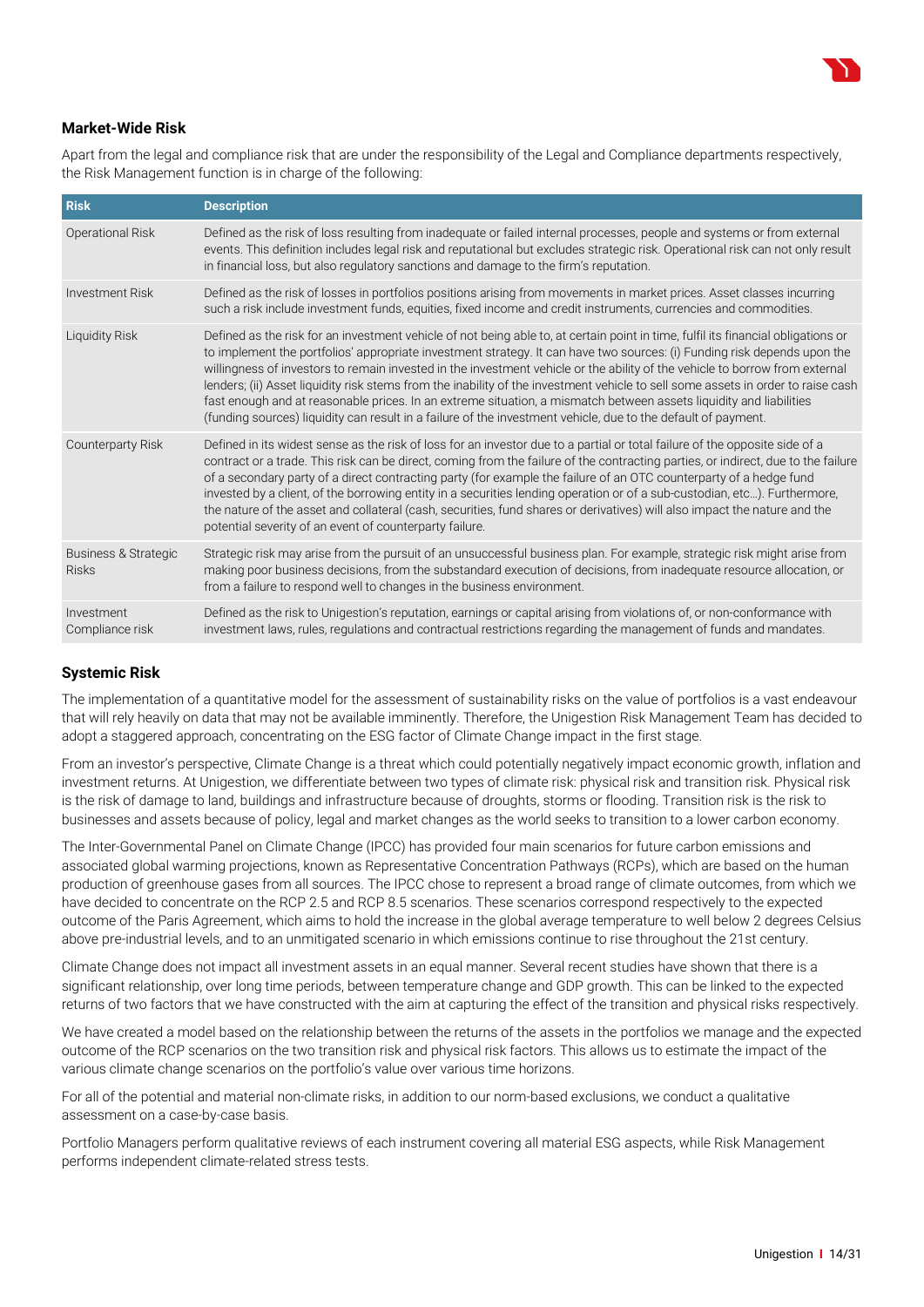### Market-Wide Risk

Apart from the legal and compliance risk that are under the responsibility of the Legal and Compliance departments respectively, the Risk Management function is in charge of the following:

| Risk | Description |
| --- | --- |
| Operational Risk | Defined as the risk of loss resulting from inadequate or failed internal processes, people and systems or from external events. This definition includes legal risk and reputational but excludes strategic risk. Operational risk can not only result in financial loss, but also regulatory sanctions and damage to the firm's reputation. |
| Investment Risk | Defined as the risk of losses in portfolios positions arising from movements in market prices. Asset classes incurring such a risk include investment funds, equities, fixed income and credit instruments, currencies and commodities. |
| Liquidity Risk | Defined as the risk for an investment vehicle of not being able to, at certain point in time, fulfil its financial obligations or to implement the portfolios' appropriate investment strategy. It can have two sources: (i) Funding risk depends upon the willingness of investors to remain invested in the investment vehicle or the ability of the vehicle to borrow from external lenders; (ii) Asset liquidity risk stems from the inability of the investment vehicle to sell some assets in order to raise cash fast enough and at reasonable prices. In an extreme situation, a mismatch between assets liquidity and liabilities (funding sources) liquidity can result in a failure of the investment vehicle, due to the default of payment. |
| Counterparty Risk | Defined in its widest sense as the risk of loss for an investor due to a partial or total failure of the opposite side of a contract or a trade. This risk can be direct, coming from the failure of the contracting parties, or indirect, due to the failure of a secondary party of a direct contracting party (for example the failure of an OTC counterparty of a hedge fund invested by a client, of the borrowing entity in a securities lending operation or of a sub-custodian, etc…). Furthermore, the nature of the asset and collateral (cash, securities, fund shares or derivatives) will also impact the nature and the potential severity of an event of counterparty failure. |
| Business & Strategic Risks | Strategic risk may arise from the pursuit of an unsuccessful business plan. For example, strategic risk might arise from making poor business decisions, from the substandard execution of decisions, from inadequate resource allocation, or from a failure to respond well to changes in the business environment. |
| Investment Compliance risk | Defined as the risk to Unigestion's reputation, earnings or capital arising from violations of, or non-conformance with investment laws, rules, regulations and contractual restrictions regarding the management of funds and mandates. |

### Systemic Risk

The implementation of a quantitative model for the assessment of sustainability risks on the value of portfolios is a vast endeavour that will rely heavily on data that may not be available imminently. Therefore, the Unigestion Risk Management Team has decided to adopt a staggered approach, concentrating on the ESG factor of Climate Change impact in the first stage.

From an investor's perspective, Climate Change is a threat which could potentially negatively impact economic growth, inflation and investment returns. At Unigestion, we differentiate between two types of climate risk: physical risk and transition risk. Physical risk is the risk of damage to land, buildings and infrastructure because of droughts, storms or flooding. Transition risk is the risk to businesses and assets because of policy, legal and market changes as the world seeks to transition to a lower carbon economy.

The Inter-Governmental Panel on Climate Change (IPCC) has provided four main scenarios for future carbon emissions and associated global warming projections, known as Representative Concentration Pathways (RCPs), which are based on the human production of greenhouse gases from all sources. The IPCC chose to represent a broad range of climate outcomes, from which we have decided to concentrate on the RCP 2.5 and RCP 8.5 scenarios. These scenarios correspond respectively to the expected outcome of the Paris Agreement, which aims to hold the increase in the global average temperature to well below 2 degrees Celsius above pre-industrial levels, and to an unmitigated scenario in which emissions continue to rise throughout the 21st century.

Climate Change does not impact all investment assets in an equal manner. Several recent studies have shown that there is a significant relationship, over long time periods, between temperature change and GDP growth. This can be linked to the expected returns of two factors that we have constructed with the aim at capturing the effect of the transition and physical risks respectively.

We have created a model based on the relationship between the returns of the assets in the portfolios we manage and the expected outcome of the RCP scenarios on the two transition risk and physical risk factors. This allows us to estimate the impact of the various climate change scenarios on the portfolio's value over various time horizons.

For all of the potential and material non-climate risks, in addition to our norm-based exclusions, we conduct a qualitative assessment on a case-by-case basis.

Portfolio Managers perform qualitative reviews of each instrument covering all material ESG aspects, while Risk Management performs independent climate-related stress tests.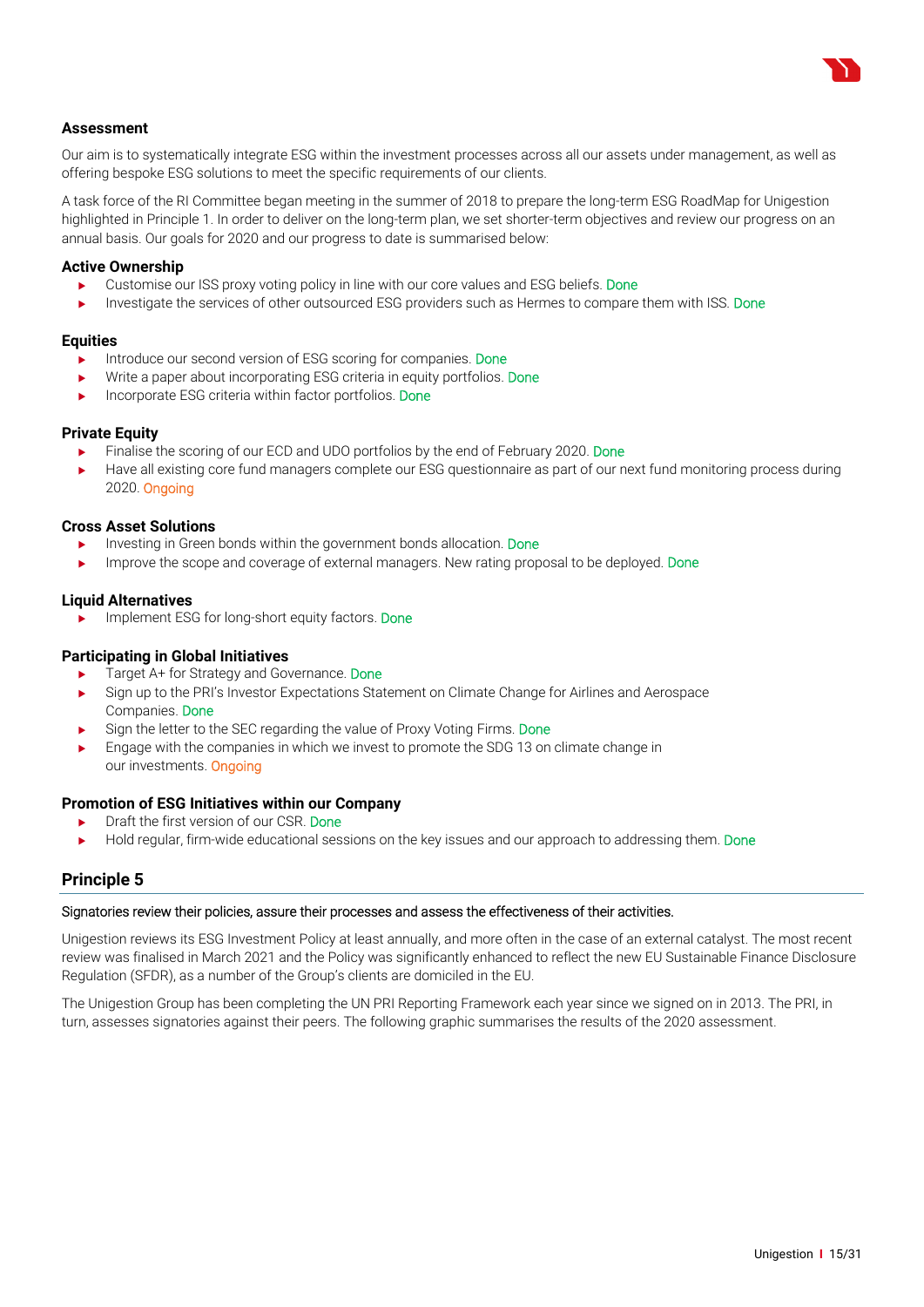### Assessment

Our aim is to systematically integrate ESG within the investment processes across all our assets under management, as well as offering bespoke ESG solutions to meet the specific requirements of our clients.

A task force of the RI Committee began meeting in the summer of 2018 to prepare the long-term ESG RoadMap for Unigestion highlighted in Principle 1. In order to deliver on the long-term plan, we set shorter-term objectives and review our progress on an annual basis. Our goals for 2020 and our progress to date is summarised below:

#### Active Ownership

- Customise our ISS proxy voting policy in line with our core values and ESG beliefs. Done
- Investigate the services of other outsourced ESG providers such as Hermes to compare them with ISS. Done

#### Equities

- Introduce our second version of ESG scoring for companies. Done
- Write a paper about incorporating ESG criteria in equity portfolios. Done
- Incorporate ESG criteria within factor portfolios. Done

#### Private Equity

- Finalise the scoring of our ECD and UDO portfolios by the end of February 2020. Done
- Have all existing core fund managers complete our ESG questionnaire as part of our next fund monitoring process during 2020. Ongoing

#### Cross Asset Solutions

- Investing in Green bonds within the government bonds allocation. Done
- Improve the scope and coverage of external managers. New rating proposal to be deployed. Done

#### Liquid Alternatives

- Implement ESG for long-short equity factors. Done

#### Participating in Global Initiatives

- Target A+ for Strategy and Governance. Done
- Sign up to the PRI's Investor Expectations Statement on Climate Change for Airlines and Aerospace Companies. Done
- Sign the letter to the SEC regarding the value of Proxy Voting Firms. Done
- Engage with the companies in which we invest to promote the SDG 13 on climate change in our investments. Ongoing

#### Promotion of ESG Initiatives within our Company

- Draft the first version of our CSR. Done
- Hold regular, firm-wide educational sessions on the key issues and our approach to addressing them. Done

## Principle 5

Signatories review their policies, assure their processes and assess the effectiveness of their activities.

Unigestion reviews its ESG Investment Policy at least annually, and more often in the case of an external catalyst. The most recent review was finalised in March 2021 and the Policy was significantly enhanced to reflect the new EU Sustainable Finance Disclosure Regulation (SFDR), as a number of the Group's clients are domiciled in the EU.

The Unigestion Group has been completing the UN PRI Reporting Framework each year since we signed on in 2013. The PRI, in turn, assesses signatories against their peers. The following graphic summarises the results of the 2020 assessment.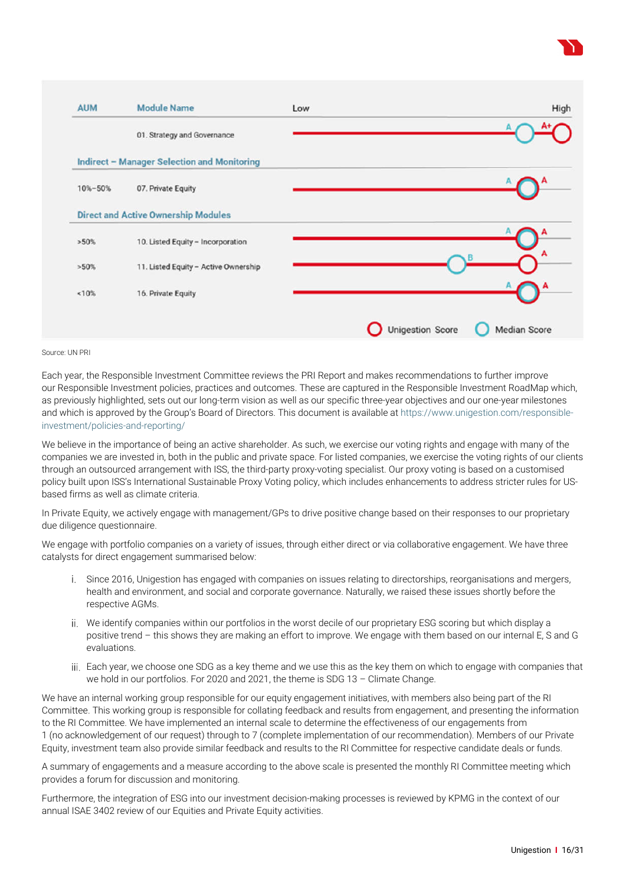| AUM | Module Name | Unigestion Score | Median Score |
|---|---|---|---|
| | 01. Strategy and Governance | A+ | A |
| **Indirect – Manager Selection and Monitoring** | | | |
| 10%–50% | 07. Private Equity | A | A |
| **Direct and Active Ownership Modules** | | | |
| >50% | 10. Listed Equity – Incorporation | A | A |
| >50% | 11. Listed Equity – Active Ownership | A | B |
| <10% | 16. Private Equity | A | A |

Source: UN PRI

Each year, the Responsible Investment Committee reviews the PRI Report and makes recommendations to further improve our Responsible Investment policies, practices and outcomes. These are captured in the Responsible Investment RoadMap which, as previously highlighted, sets out our long-term vision as well as our specific three-year objectives and our one-year milestones and which is approved by the Group's Board of Directors. This document is available at https://www.unigestion.com/responsible-investment/policies-and-reporting/

We believe in the importance of being an active shareholder. As such, we exercise our voting rights and engage with many of the companies we are invested in, both in the public and private space. For listed companies, we exercise the voting rights of our clients through an outsourced arrangement with ISS, the third-party proxy-voting specialist. Our proxy voting is based on a customised policy built upon ISS's International Sustainable Proxy Voting policy, which includes enhancements to address stricter rules for US-based firms as well as climate criteria.

In Private Equity, we actively engage with management/GPs to drive positive change based on their responses to our proprietary due diligence questionnaire.

We engage with portfolio companies on a variety of issues, through either direct or via collaborative engagement. We have three catalysts for direct engagement summarised below:

i. Since 2016, Unigestion has engaged with companies on issues relating to directorships, reorganisations and mergers, health and environment, and social and corporate governance. Naturally, we raised these issues shortly before the respective AGMs.

ii. We identify companies within our portfolios in the worst decile of our proprietary ESG scoring but which display a positive trend – this shows they are making an effort to improve. We engage with them based on our internal E, S and G evaluations.

iii. Each year, we choose one SDG as a key theme and we use this as the key them on which to engage with companies that we hold in our portfolios. For 2020 and 2021, the theme is SDG 13 – Climate Change.

We have an internal working group responsible for our equity engagement initiatives, with members also being part of the RI Committee. This working group is responsible for collating feedback and results from engagement, and presenting the information to the RI Committee. We have implemented an internal scale to determine the effectiveness of our engagements from 1 (no acknowledgement of our request) through to 7 (complete implementation of our recommendation). Members of our Private Equity, investment team also provide similar feedback and results to the RI Committee for respective candidate deals or funds.

A summary of engagements and a measure according to the above scale is presented the monthly RI Committee meeting which provides a forum for discussion and monitoring.

Furthermore, the integration of ESG into our investment decision-making processes is reviewed by KPMG in the context of our annual ISAE 3402 review of our Equities and Private Equity activities.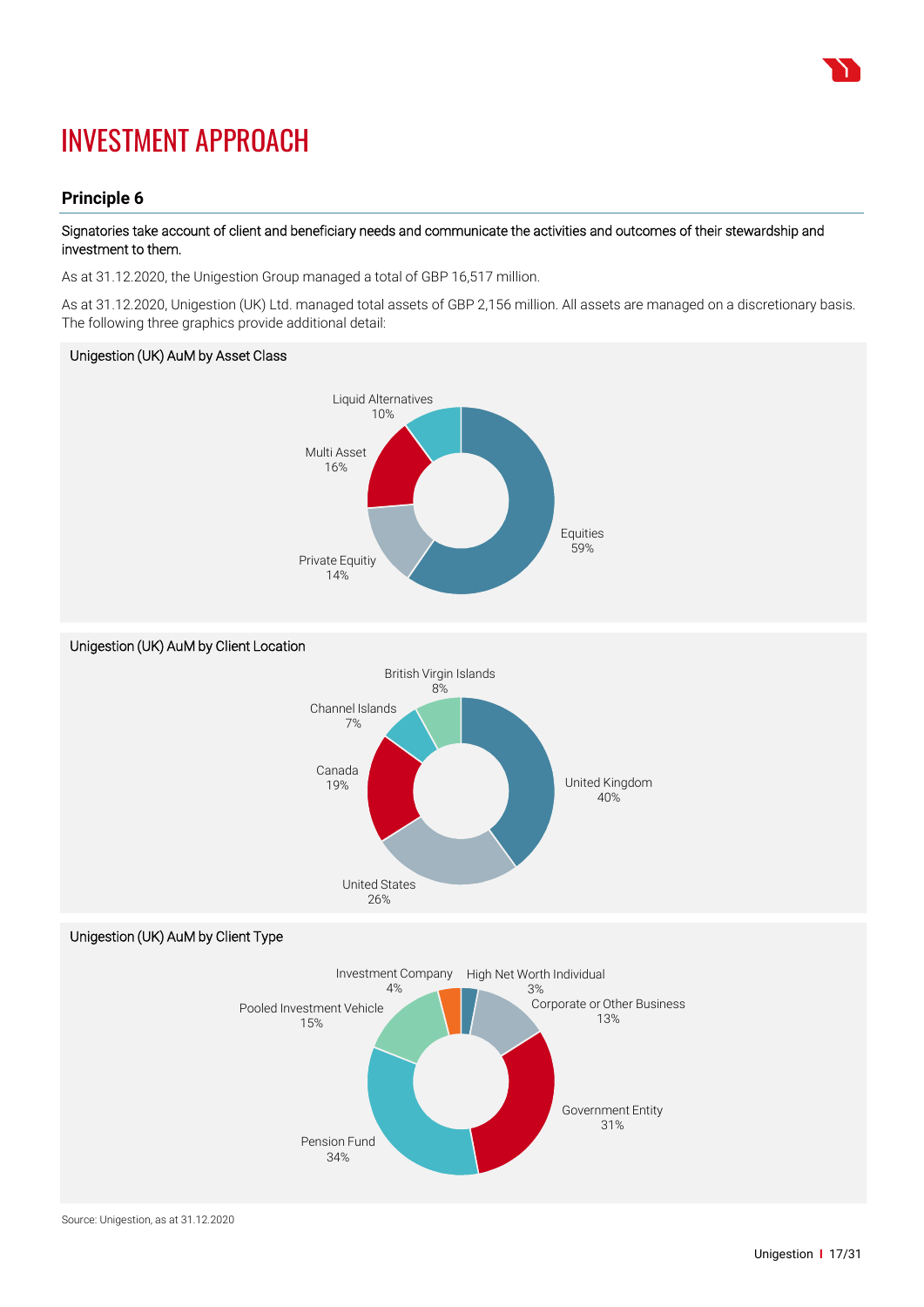// INVESTMENT APPROACH

## Principle 6

Signatories take account of client and beneficiary needs and communicate the activities and outcomes of their stewardship and investment to them.

As at 31.12.2020, the Unigestion Group managed a total of GBP 16,517 million.

As at 31.12.2020, Unigestion (UK) Ltd. managed total assets of GBP 2,156 million. All assets are managed on a discretionary basis. The following three graphics provide additional detail:

**Unigestion (UK) AuM by Asset Class**

| Asset Class | % |
|---|---|
| Equities | 59% |
| Multi Asset | 16% |
| Private Equitiy | 14% |
| Liquid Alternatives | 10% |

**Unigestion (UK) AuM by Client Location**

| Client Location | % |
|---|---|
| United Kingdom | 40% |
| United States | 26% |
| Canada | 19% |
| British Virgin Islands | 8% |
| Channel Islands | 7% |

**Unigestion (UK) AuM by Client Type**

| Client Type | % |
|---|---|
| Pension Fund | 34% |
| Government Entity | 31% |
| Pooled Investment Vehicle | 15% |
| Corporate or Other Business | 13% |
| Investment Company | 4% |
| High Net Worth Individual | 3% |

Source: Unigestion, as at 31.12.2020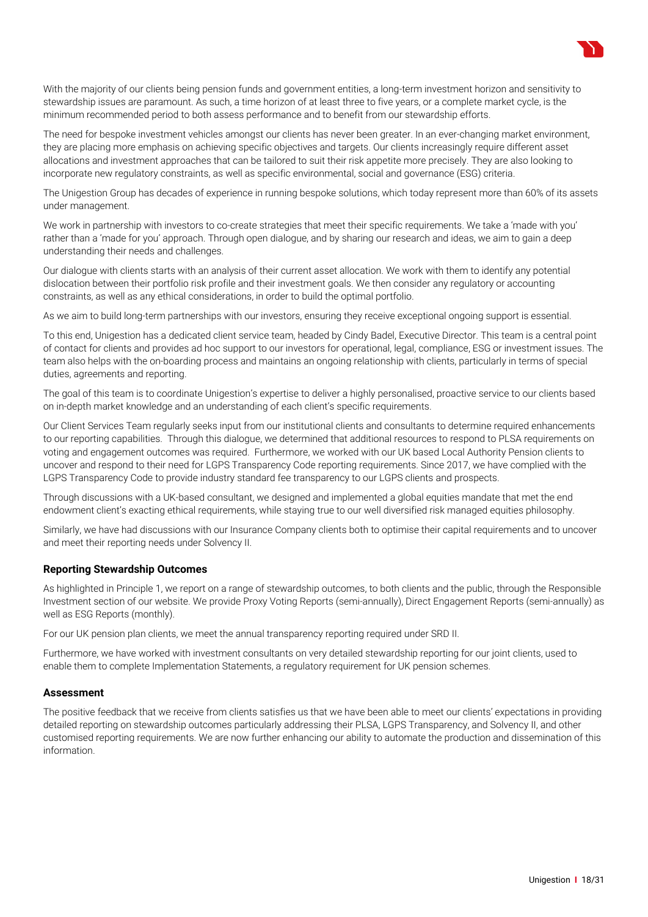With the majority of our clients being pension funds and government entities, a long-term investment horizon and sensitivity to stewardship issues are paramount. As such, a time horizon of at least three to five years, or a complete market cycle, is the minimum recommended period to both assess performance and to benefit from our stewardship efforts.

The need for bespoke investment vehicles amongst our clients has never been greater. In an ever-changing market environment, they are placing more emphasis on achieving specific objectives and targets. Our clients increasingly require different asset allocations and investment approaches that can be tailored to suit their risk appetite more precisely. They are also looking to incorporate new regulatory constraints, as well as specific environmental, social and governance (ESG) criteria.

The Unigestion Group has decades of experience in running bespoke solutions, which today represent more than 60% of its assets under management.

We work in partnership with investors to co-create strategies that meet their specific requirements. We take a 'made with you' rather than a 'made for you' approach. Through open dialogue, and by sharing our research and ideas, we aim to gain a deep understanding their needs and challenges.

Our dialogue with clients starts with an analysis of their current asset allocation. We work with them to identify any potential dislocation between their portfolio risk profile and their investment goals. We then consider any regulatory or accounting constraints, as well as any ethical considerations, in order to build the optimal portfolio.

As we aim to build long-term partnerships with our investors, ensuring they receive exceptional ongoing support is essential.

To this end, Unigestion has a dedicated client service team, headed by Cindy Badel, Executive Director. This team is a central point of contact for clients and provides ad hoc support to our investors for operational, legal, compliance, ESG or investment issues. The team also helps with the on-boarding process and maintains an ongoing relationship with clients, particularly in terms of special duties, agreements and reporting.

The goal of this team is to coordinate Unigestion's expertise to deliver a highly personalised, proactive service to our clients based on in-depth market knowledge and an understanding of each client's specific requirements.

Our Client Services Team regularly seeks input from our institutional clients and consultants to determine required enhancements to our reporting capabilities. Through this dialogue, we determined that additional resources to respond to PLSA requirements on voting and engagement outcomes was required. Furthermore, we worked with our UK based Local Authority Pension clients to uncover and respond to their need for LGPS Transparency Code reporting requirements. Since 2017, we have complied with the LGPS Transparency Code to provide industry standard fee transparency to our LGPS clients and prospects.

Through discussions with a UK-based consultant, we designed and implemented a global equities mandate that met the end endowment client's exacting ethical requirements, while staying true to our well diversified risk managed equities philosophy.

Similarly, we have had discussions with our Insurance Company clients both to optimise their capital requirements and to uncover and meet their reporting needs under Solvency II.

### Reporting Stewardship Outcomes

As highlighted in Principle 1, we report on a range of stewardship outcomes, to both clients and the public, through the Responsible Investment section of our website. We provide Proxy Voting Reports (semi-annually), Direct Engagement Reports (semi-annually) as well as ESG Reports (monthly).

For our UK pension plan clients, we meet the annual transparency reporting required under SRD II.

Furthermore, we have worked with investment consultants on very detailed stewardship reporting for our joint clients, used to enable them to complete Implementation Statements, a regulatory requirement for UK pension schemes.

### Assessment

The positive feedback that we receive from clients satisfies us that we have been able to meet our clients' expectations in providing detailed reporting on stewardship outcomes particularly addressing their PLSA, LGPS Transparency, and Solvency II, and other customised reporting requirements. We are now further enhancing our ability to automate the production and dissemination of this information.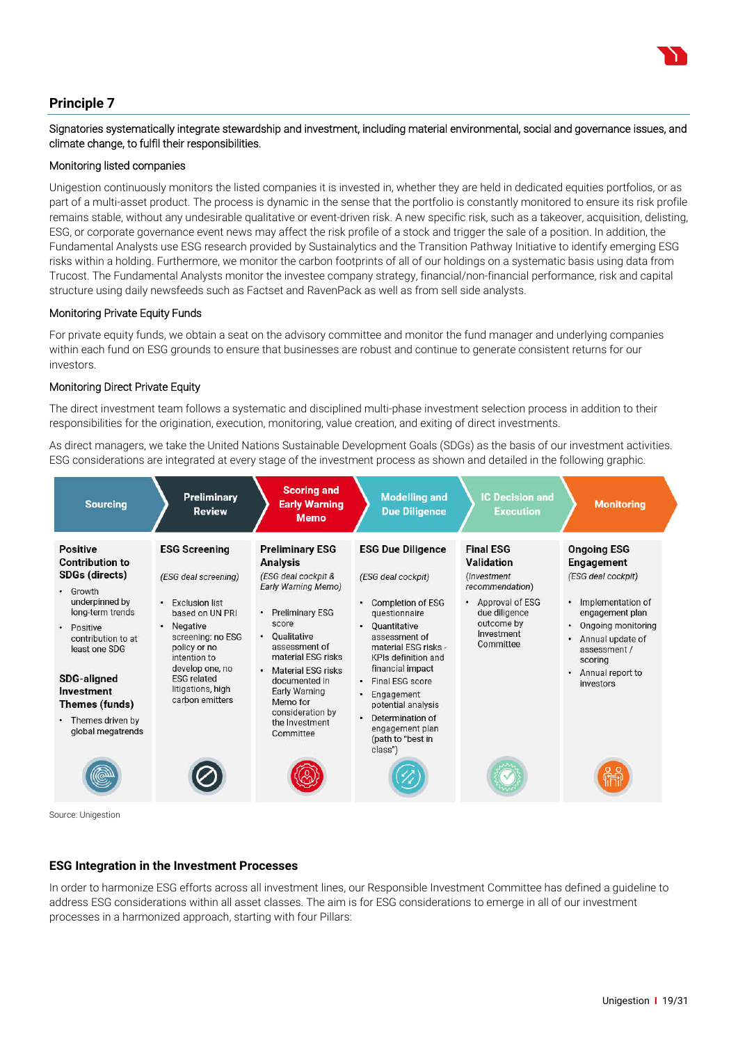## Principle 7

Signatories systematically integrate stewardship and investment, including material environmental, social and governance issues, and climate change, to fulfil their responsibilities.

### Monitoring listed companies

Unigestion continuously monitors the listed companies it is invested in, whether they are held in dedicated equities portfolios, or as part of a multi-asset product. The process is dynamic in the sense that the portfolio is constantly monitored to ensure its risk profile remains stable, without any undesirable qualitative or event-driven risk. A new specific risk, such as a takeover, acquisition, delisting, ESG, or corporate governance event news may affect the risk profile of a stock and trigger the sale of a position. In addition, the Fundamental Analysts use ESG research provided by Sustainalytics and the Transition Pathway Initiative to identify emerging ESG risks within a holding. Furthermore, we monitor the carbon footprints of all of our holdings on a systematic basis using data from Trucost. The Fundamental Analysts monitor the investee company strategy, financial/non-financial performance, risk and capital structure using daily newsfeeds such as Factset and RavenPack as well as from sell side analysts.

### Monitoring Private Equity Funds

For private equity funds, we obtain a seat on the advisory committee and monitor the fund manager and underlying companies within each fund on ESG grounds to ensure that businesses are robust and continue to generate consistent returns for our investors.

### Monitoring Direct Private Equity

The direct investment team follows a systematic and disciplined multi-phase investment selection process in addition to their responsibilities for the origination, execution, monitoring, value creation, and exiting of direct investments.

As direct managers, we take the United Nations Sustainable Development Goals (SDGs) as the basis of our investment activities. ESG considerations are integrated at every stage of the investment process as shown and detailed in the following graphic.

| Sourcing | Preliminary Review | Scoring and Early Warning Memo | Modelling and Due Diligence | IC Decision and Execution | Monitoring |
|---|---|---|---|---|---|
| **Positive Contribution to SDGs (directs)**<br>• Growth underpinned by long-term trends<br>• Positive contribution to at least one SDG<br><br>**SDG-aligned Investment Themes (funds)**<br>• Themes driven by global megatrends | **ESG Screening**<br>*(ESG deal screening)*<br>• Exclusion list based on UN PRI<br>• Negative screening: no ESG policy or no intention to develop one, no ESG related litigations, high carbon emitters | **Preliminary ESG Analysis**<br>*(ESG deal cockpit & Early Warning Memo)*<br>• Preliminary ESG score<br>• Qualitative assessment of material ESG risks<br>• Material ESG risks documented in Early Warning Memo for consideration by the Investment Committee | **ESG Due Diligence**<br>*(ESG deal cockpit)*<br>• Completion of ESG questionnaire<br>• Quantitative assessment of material ESG risks - KPIs definition and financial impact<br>• Final ESG score<br>• Engagement potential analysis<br>• Determination of engagement plan (path to "best in class") | **Final ESG Validation**<br>*(Investment recommendation)*<br>• Approval of ESG due diligence outcome by Investment Committee | **Ongoing ESG Engagement**<br>*(ESG deal cockpit)*<br>• Implementation of engagement plan<br>• Ongoing monitoring<br>• Annual update of assessment / scoring<br>• Annual report to investors |

Source: Unigestion

### ESG Integration in the Investment Processes

In order to harmonize ESG efforts across all investment lines, our Responsible Investment Committee has defined a guideline to address ESG considerations within all asset classes. The aim is for ESG considerations to emerge in all of our investment processes in a harmonized approach, starting with four Pillars: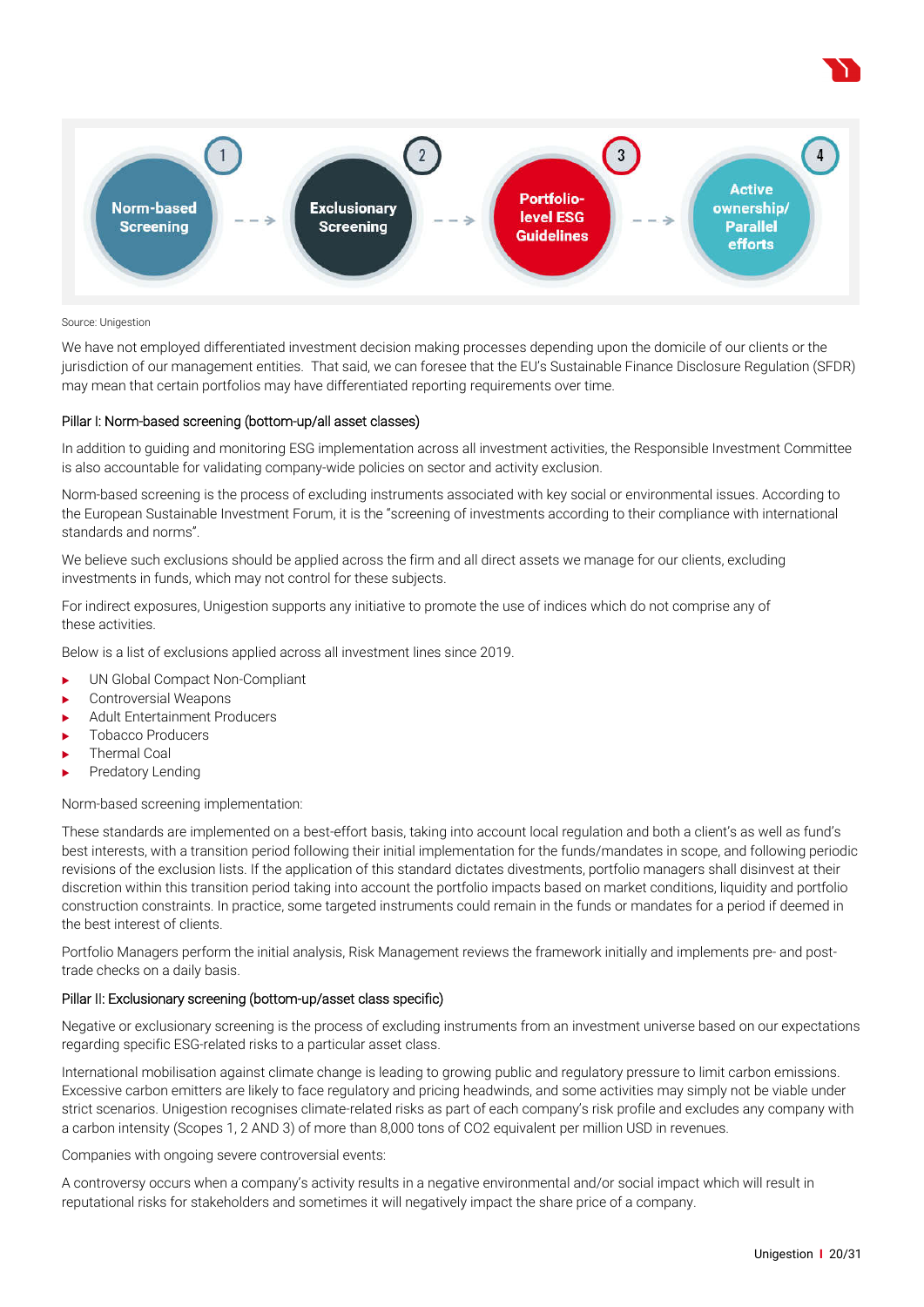1. Norm-based Screening → 2. Exclusionary Screening → 3. Portfolio-level ESG Guidelines → 4. Active ownership/ Parallel efforts

Source: Unigestion

We have not employed differentiated investment decision making processes depending upon the domicile of our clients or the jurisdiction of our management entities. That said, we can foresee that the EU's Sustainable Finance Disclosure Regulation (SFDR) may mean that certain portfolios may have differentiated reporting requirements over time.

### Pillar I: Norm-based screening (bottom-up/all asset classes)

In addition to guiding and monitoring ESG implementation across all investment activities, the Responsible Investment Committee is also accountable for validating company-wide policies on sector and activity exclusion.

Norm-based screening is the process of excluding instruments associated with key social or environmental issues. According to the European Sustainable Investment Forum, it is the "screening of investments according to their compliance with international standards and norms".

We believe such exclusions should be applied across the firm and all direct assets we manage for our clients, excluding investments in funds, which may not control for these subjects.

For indirect exposures, Unigestion supports any initiative to promote the use of indices which do not comprise any of these activities.

Below is a list of exclusions applied across all investment lines since 2019.

- UN Global Compact Non-Compliant
- Controversial Weapons
- Adult Entertainment Producers
- Tobacco Producers
- Thermal Coal
- Predatory Lending

Norm-based screening implementation:

These standards are implemented on a best-effort basis, taking into account local regulation and both a client's as well as fund's best interests, with a transition period following their initial implementation for the funds/mandates in scope, and following periodic revisions of the exclusion lists. If the application of this standard dictates divestments, portfolio managers shall disinvest at their discretion within this transition period taking into account the portfolio impacts based on market conditions, liquidity and portfolio construction constraints. In practice, some targeted instruments could remain in the funds or mandates for a period if deemed in the best interest of clients.

Portfolio Managers perform the initial analysis, Risk Management reviews the framework initially and implements pre- and post-trade checks on a daily basis.

### Pillar II: Exclusionary screening (bottom-up/asset class specific)

Negative or exclusionary screening is the process of excluding instruments from an investment universe based on our expectations regarding specific ESG-related risks to a particular asset class.

International mobilisation against climate change is leading to growing public and regulatory pressure to limit carbon emissions. Excessive carbon emitters are likely to face regulatory and pricing headwinds, and some activities may simply not be viable under strict scenarios. Unigestion recognises climate-related risks as part of each company's risk profile and excludes any company with a carbon intensity (Scopes 1, 2 AND 3) of more than 8,000 tons of $CO_2$ equivalent per million USD in revenues.

Companies with ongoing severe controversial events:

A controversy occurs when a company's activity results in a negative environmental and/or social impact which will result in reputational risks for stakeholders and sometimes it will negatively impact the share price of a company.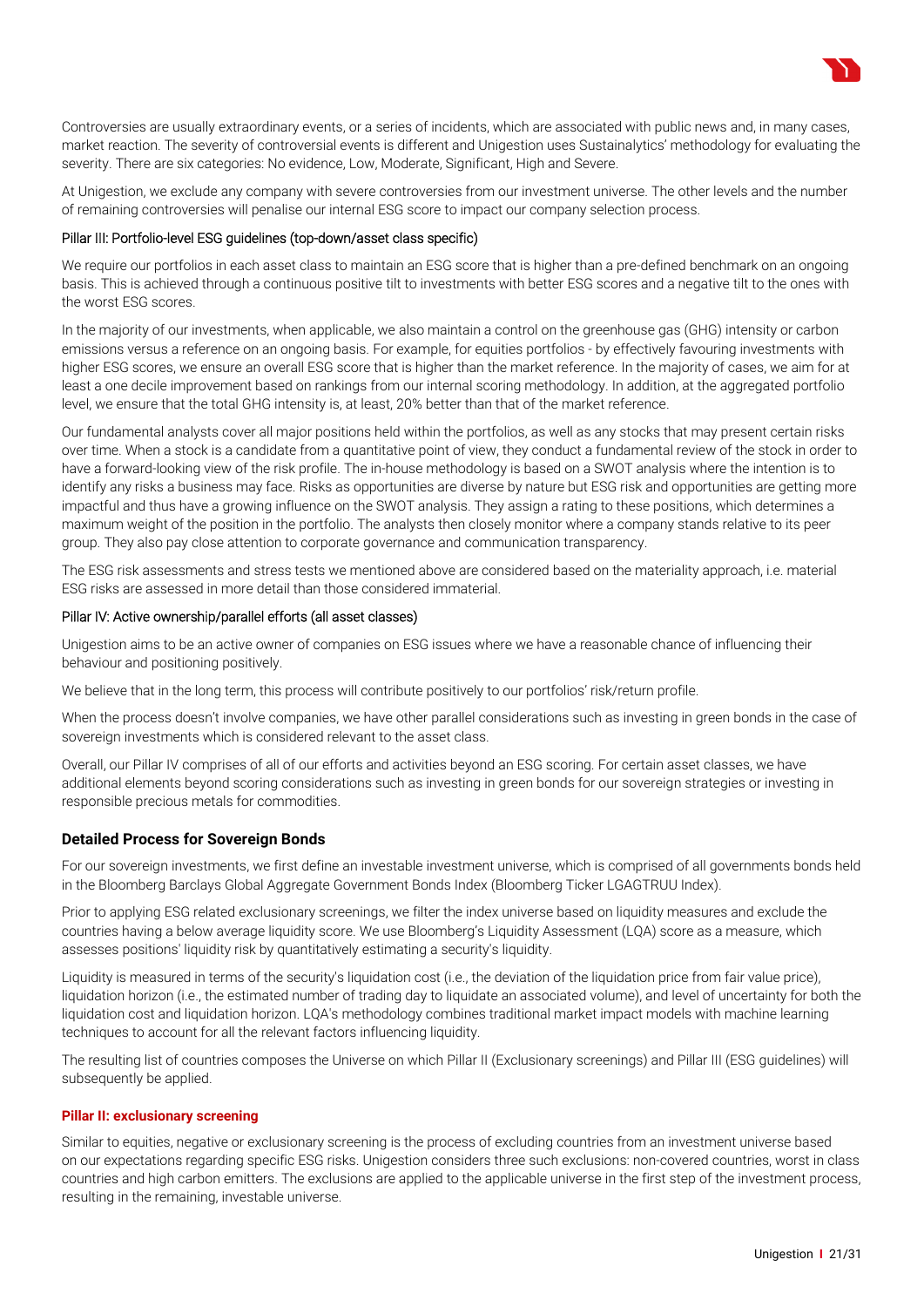Controversies are usually extraordinary events, or a series of incidents, which are associated with public news and, in many cases, market reaction. The severity of controversial events is different and Unigestion uses Sustainalytics' methodology for evaluating the severity. There are six categories: No evidence, Low, Moderate, Significant, High and Severe.

At Unigestion, we exclude any company with severe controversies from our investment universe. The other levels and the number of remaining controversies will penalise our internal ESG score to impact our company selection process.

#### Pillar III: Portfolio-level ESG guidelines (top-down/asset class specific)

We require our portfolios in each asset class to maintain an ESG score that is higher than a pre-defined benchmark on an ongoing basis. This is achieved through a continuous positive tilt to investments with better ESG scores and a negative tilt to the ones with the worst ESG scores.

In the majority of our investments, when applicable, we also maintain a control on the greenhouse gas (GHG) intensity or carbon emissions versus a reference on an ongoing basis. For example, for equities portfolios - by effectively favouring investments with higher ESG scores, we ensure an overall ESG score that is higher than the market reference. In the majority of cases, we aim for at least a one decile improvement based on rankings from our internal scoring methodology. In addition, at the aggregated portfolio level, we ensure that the total GHG intensity is, at least, 20% better than that of the market reference.

Our fundamental analysts cover all major positions held within the portfolios, as well as any stocks that may present certain risks over time. When a stock is a candidate from a quantitative point of view, they conduct a fundamental review of the stock in order to have a forward-looking view of the risk profile. The in-house methodology is based on a SWOT analysis where the intention is to identify any risks a business may face. Risks as opportunities are diverse by nature but ESG risk and opportunities are getting more impactful and thus have a growing influence on the SWOT analysis. They assign a rating to these positions, which determines a maximum weight of the position in the portfolio. The analysts then closely monitor where a company stands relative to its peer group. They also pay close attention to corporate governance and communication transparency.

The ESG risk assessments and stress tests we mentioned above are considered based on the materiality approach, i.e. material ESG risks are assessed in more detail than those considered immaterial.

#### Pillar IV: Active ownership/parallel efforts (all asset classes)

Unigestion aims to be an active owner of companies on ESG issues where we have a reasonable chance of influencing their behaviour and positioning positively.

We believe that in the long term, this process will contribute positively to our portfolios' risk/return profile.

When the process doesn't involve companies, we have other parallel considerations such as investing in green bonds in the case of sovereign investments which is considered relevant to the asset class.

Overall, our Pillar IV comprises of all of our efforts and activities beyond an ESG scoring. For certain asset classes, we have additional elements beyond scoring considerations such as investing in green bonds for our sovereign strategies or investing in responsible precious metals for commodities.

### Detailed Process for Sovereign Bonds

For our sovereign investments, we first define an investable investment universe, which is comprised of all governments bonds held in the Bloomberg Barclays Global Aggregate Government Bonds Index (Bloomberg Ticker LGAGTRUU Index).

Prior to applying ESG related exclusionary screenings, we filter the index universe based on liquidity measures and exclude the countries having a below average liquidity score. We use Bloomberg's Liquidity Assessment (LQA) score as a measure, which assesses positions' liquidity risk by quantitatively estimating a security's liquidity.

Liquidity is measured in terms of the security's liquidation cost (i.e., the deviation of the liquidation price from fair value price), liquidation horizon (i.e., the estimated number of trading day to liquidate an associated volume), and level of uncertainty for both the liquidation cost and liquidation horizon. LQA's methodology combines traditional market impact models with machine learning techniques to account for all the relevant factors influencing liquidity.

The resulting list of countries composes the Universe on which Pillar II (Exclusionary screenings) and Pillar III (ESG guidelines) will subsequently be applied.

#### Pillar II: exclusionary screening

Similar to equities, negative or exclusionary screening is the process of excluding countries from an investment universe based on our expectations regarding specific ESG risks. Unigestion considers three such exclusions: non-covered countries, worst in class countries and high carbon emitters. The exclusions are applied to the applicable universe in the first step of the investment process, resulting in the remaining, investable universe.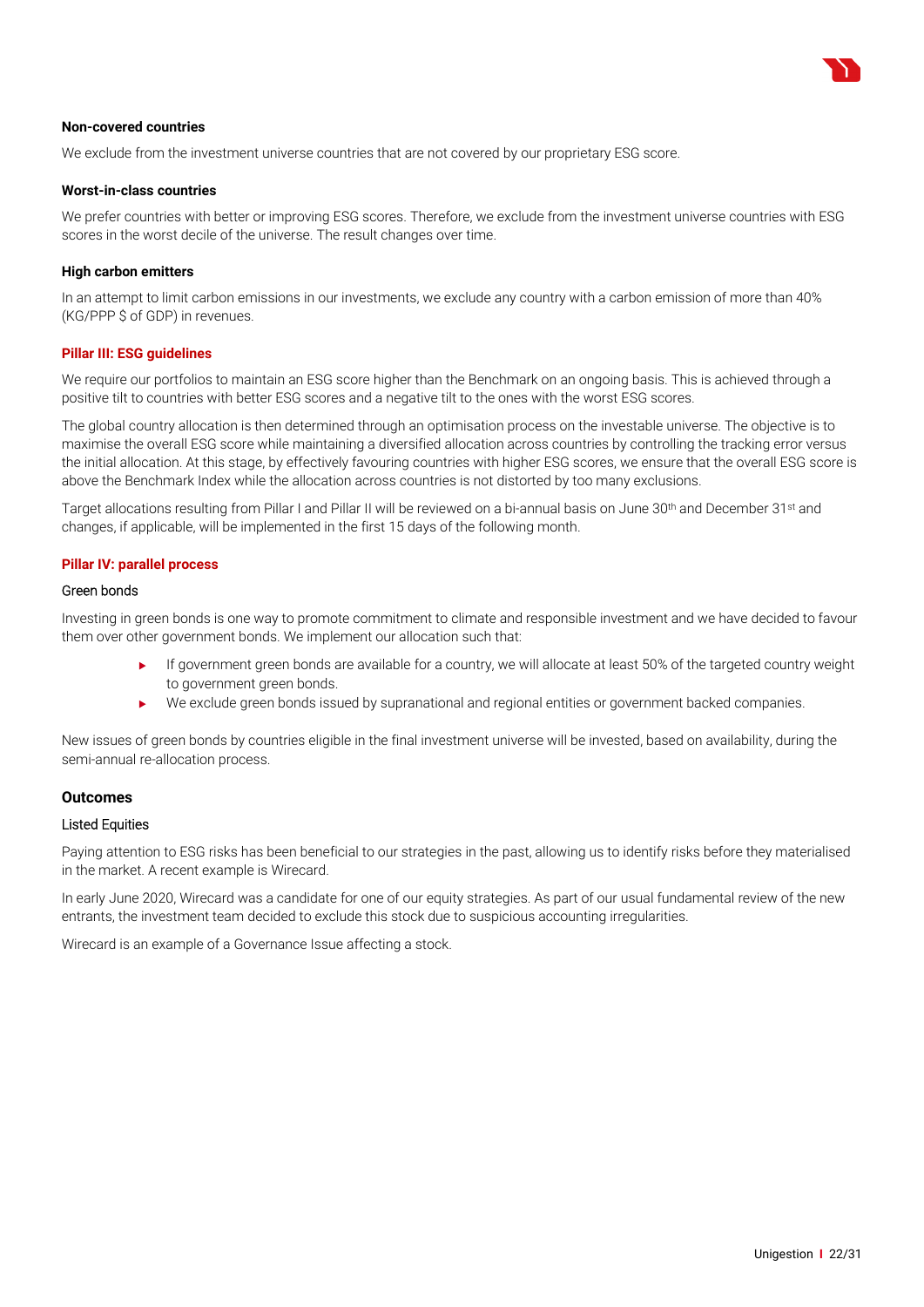**Non-covered countries**

We exclude from the investment universe countries that are not covered by our proprietary ESG score.

**Worst-in-class countries**

We prefer countries with better or improving ESG scores. Therefore, we exclude from the investment universe countries with ESG scores in the worst decile of the universe. The result changes over time.

**High carbon emitters**

In an attempt to limit carbon emissions in our investments, we exclude any country with a carbon emission of more than 40% (KG/PPP $ of GDP) in revenues.

### Pillar III: ESG guidelines

We require our portfolios to maintain an ESG score higher than the Benchmark on an ongoing basis. This is achieved through a positive tilt to countries with better ESG scores and a negative tilt to the ones with the worst ESG scores.

The global country allocation is then determined through an optimisation process on the investable universe. The objective is to maximise the overall ESG score while maintaining a diversified allocation across countries by controlling the tracking error versus the initial allocation. At this stage, by effectively favouring countries with higher ESG scores, we ensure that the overall ESG score is above the Benchmark Index while the allocation across countries is not distorted by too many exclusions.

Target allocations resulting from Pillar I and Pillar II will be reviewed on a bi-annual basis on June 30th and December 31st and changes, if applicable, will be implemented in the first 15 days of the following month.

### Pillar IV: parallel process

Green bonds

Investing in green bonds is one way to promote commitment to climate and responsible investment and we have decided to favour them over other government bonds. We implement our allocation such that:

- If government green bonds are available for a country, we will allocate at least 50% of the targeted country weight to government green bonds.
- We exclude green bonds issued by supranational and regional entities or government backed companies.

New issues of green bonds by countries eligible in the final investment universe will be invested, based on availability, during the semi-annual re-allocation process.

## Outcomes

Listed Equities

Paying attention to ESG risks has been beneficial to our strategies in the past, allowing us to identify risks before they materialised in the market. A recent example is Wirecard.

In early June 2020, Wirecard was a candidate for one of our equity strategies. As part of our usual fundamental review of the new entrants, the investment team decided to exclude this stock due to suspicious accounting irregularities.

Wirecard is an example of a Governance Issue affecting a stock.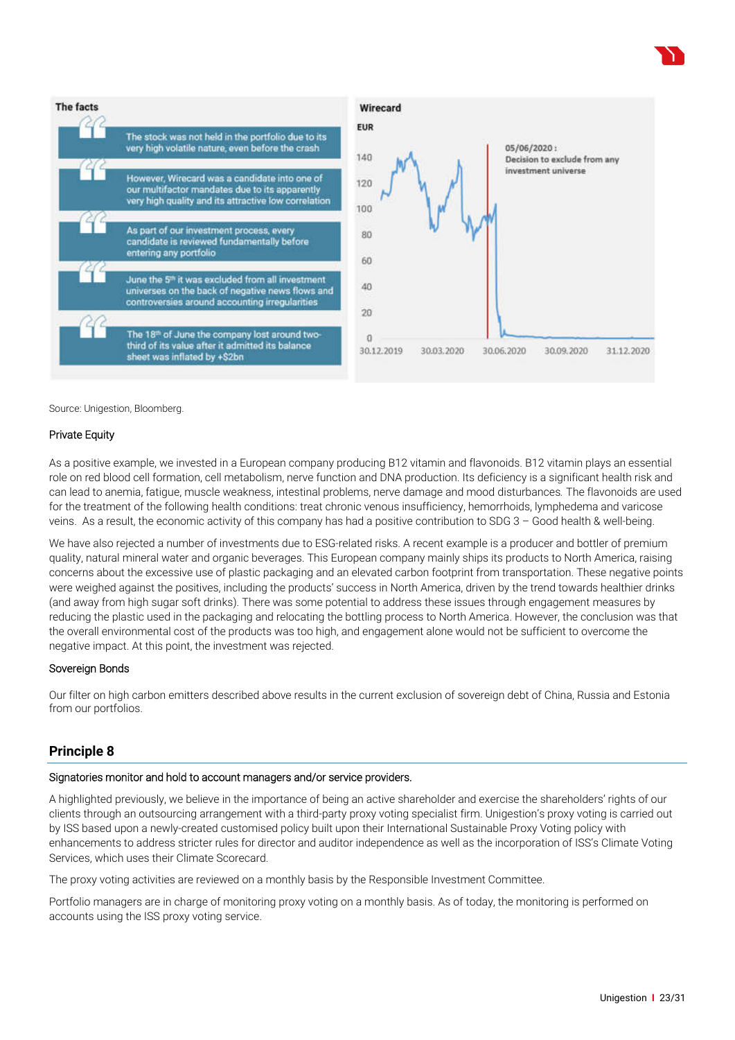**The facts**

- The stock was not held in the portfolio due to its very high volatile nature, even before the crash
- However, Wirecard was a candidate into one of our multifactor mandates due to its apparently very high quality and its attractive low correlation
- As part of our investment process, every candidate is reviewed fundamentally before entering any portfolio
- June the 5th it was excluded from all investment universes on the back of negative news flows and controversies around accounting irregularities
- The 18th of June the company lost around two-third of its value after it admitted its balance sheet was inflated by +$2bn

**Wirecard**

EUR

05/06/2020 : Decision to exclude from any investment universe

Source: Unigestion, Bloomberg.

Private Equity

As a positive example, we invested in a European company producing B12 vitamin and flavonoids. B12 vitamin plays an essential role on red blood cell formation, cell metabolism, nerve function and DNA production. Its deficiency is a significant health risk and can lead to anemia, fatigue, muscle weakness, intestinal problems, nerve damage and mood disturbances. The flavonoids are used for the treatment of the following health conditions: treat chronic venous insufficiency, hemorrhoids, lymphedema and varicose veins. As a result, the economic activity of this company has had a positive contribution to SDG 3 – Good health & well-being.

We have also rejected a number of investments due to ESG-related risks. A recent example is a producer and bottler of premium quality, natural mineral water and organic beverages. This European company mainly ships its products to North America, raising concerns about the excessive use of plastic packaging and an elevated carbon footprint from transportation. These negative points were weighed against the positives, including the products' success in North America, driven by the trend towards healthier drinks (and away from high sugar soft drinks). There was some potential to address these issues through engagement measures by reducing the plastic used in the packaging and relocating the bottling process to North America. However, the conclusion was that the overall environmental cost of the products was too high, and engagement alone would not be sufficient to overcome the negative impact. At this point, the investment was rejected.

Sovereign Bonds

Our filter on high carbon emitters described above results in the current exclusion of sovereign debt of China, Russia and Estonia from our portfolios.

## Principle 8

Signatories monitor and hold to account managers and/or service providers.

A highlighted previously, we believe in the importance of being an active shareholder and exercise the shareholders' rights of our clients through an outsourcing arrangement with a third-party proxy voting specialist firm. Unigestion's proxy voting is carried out by ISS based upon a newly-created customised policy built upon their International Sustainable Proxy Voting policy with enhancements to address stricter rules for director and auditor independence as well as the incorporation of ISS's Climate Voting Services, which uses their Climate Scorecard.

The proxy voting activities are reviewed on a monthly basis by the Responsible Investment Committee.

Portfolio managers are in charge of monitoring proxy voting on a monthly basis. As of today, the monitoring is performed on accounts using the ISS proxy voting service.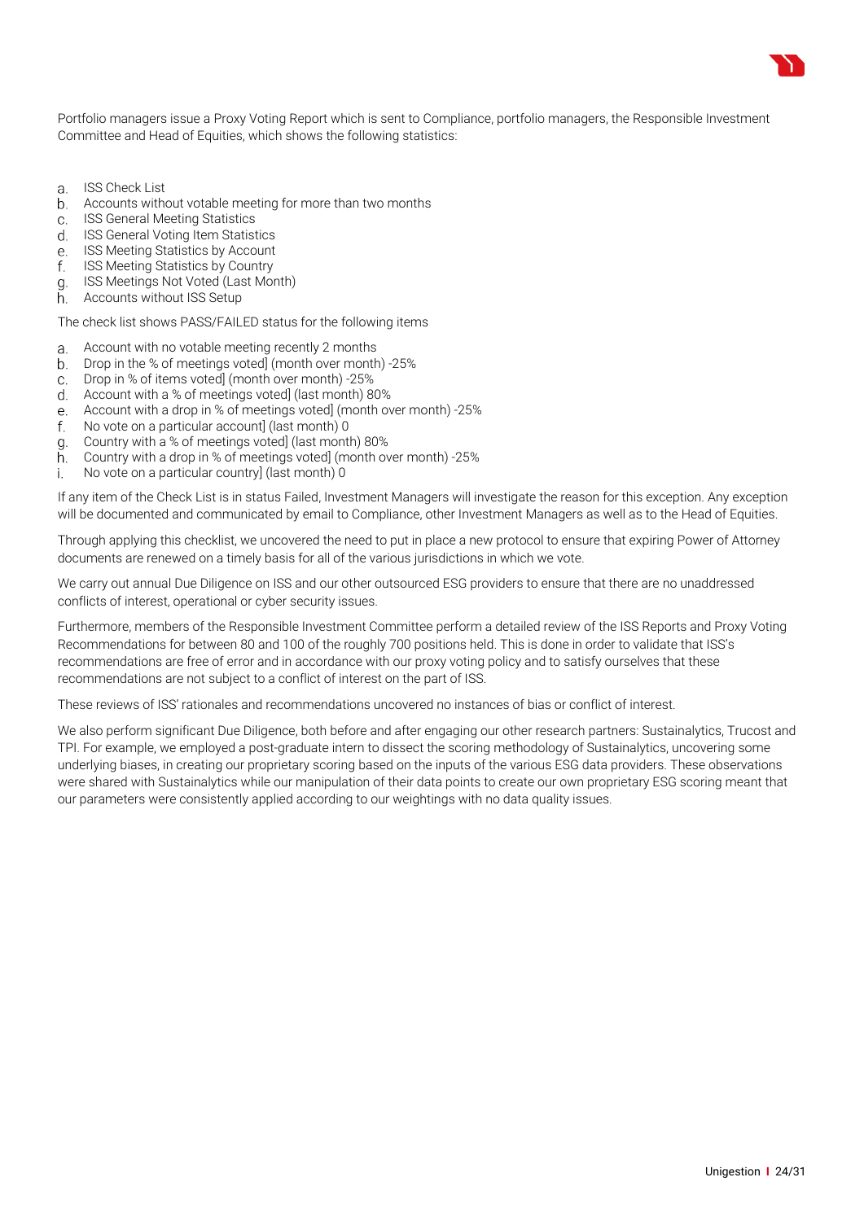Portfolio managers issue a Proxy Voting Report which is sent to Compliance, portfolio managers, the Responsible Investment Committee and Head of Equities, which shows the following statistics:

a. ISS Check List
b. Accounts without votable meeting for more than two months
c. ISS General Meeting Statistics
d. ISS General Voting Item Statistics
e. ISS Meeting Statistics by Account
f. ISS Meeting Statistics by Country
g. ISS Meetings Not Voted (Last Month)
h. Accounts without ISS Setup

The check list shows PASS/FAILED status for the following items

a. Account with no votable meeting recently 2 months
b. Drop in the % of meetings voted] (month over month) -25%
c. Drop in % of items voted] (month over month) -25%
d. Account with a % of meetings voted] (last month) 80%
e. Account with a drop in % of meetings voted] (month over month) -25%
f. No vote on a particular account] (last month) 0
g. Country with a % of meetings voted] (last month) 80%
h. Country with a drop in % of meetings voted] (month over month) -25%
i. No vote on a particular country] (last month) 0

If any item of the Check List is in status Failed, Investment Managers will investigate the reason for this exception. Any exception will be documented and communicated by email to Compliance, other Investment Managers as well as to the Head of Equities.

Through applying this checklist, we uncovered the need to put in place a new protocol to ensure that expiring Power of Attorney documents are renewed on a timely basis for all of the various jurisdictions in which we vote.

We carry out annual Due Diligence on ISS and our other outsourced ESG providers to ensure that there are no unaddressed conflicts of interest, operational or cyber security issues.

Furthermore, members of the Responsible Investment Committee perform a detailed review of the ISS Reports and Proxy Voting Recommendations for between 80 and 100 of the roughly 700 positions held. This is done in order to validate that ISS's recommendations are free of error and in accordance with our proxy voting policy and to satisfy ourselves that these recommendations are not subject to a conflict of interest on the part of ISS.

These reviews of ISS' rationales and recommendations uncovered no instances of bias or conflict of interest.

We also perform significant Due Diligence, both before and after engaging our other research partners: Sustainalytics, Trucost and TPI. For example, we employed a post-graduate intern to dissect the scoring methodology of Sustainalytics, uncovering some underlying biases, in creating our proprietary scoring based on the inputs of the various ESG data providers. These observations were shared with Sustainalytics while our manipulation of their data points to create our own proprietary ESG scoring meant that our parameters were consistently applied according to our weightings with no data quality issues.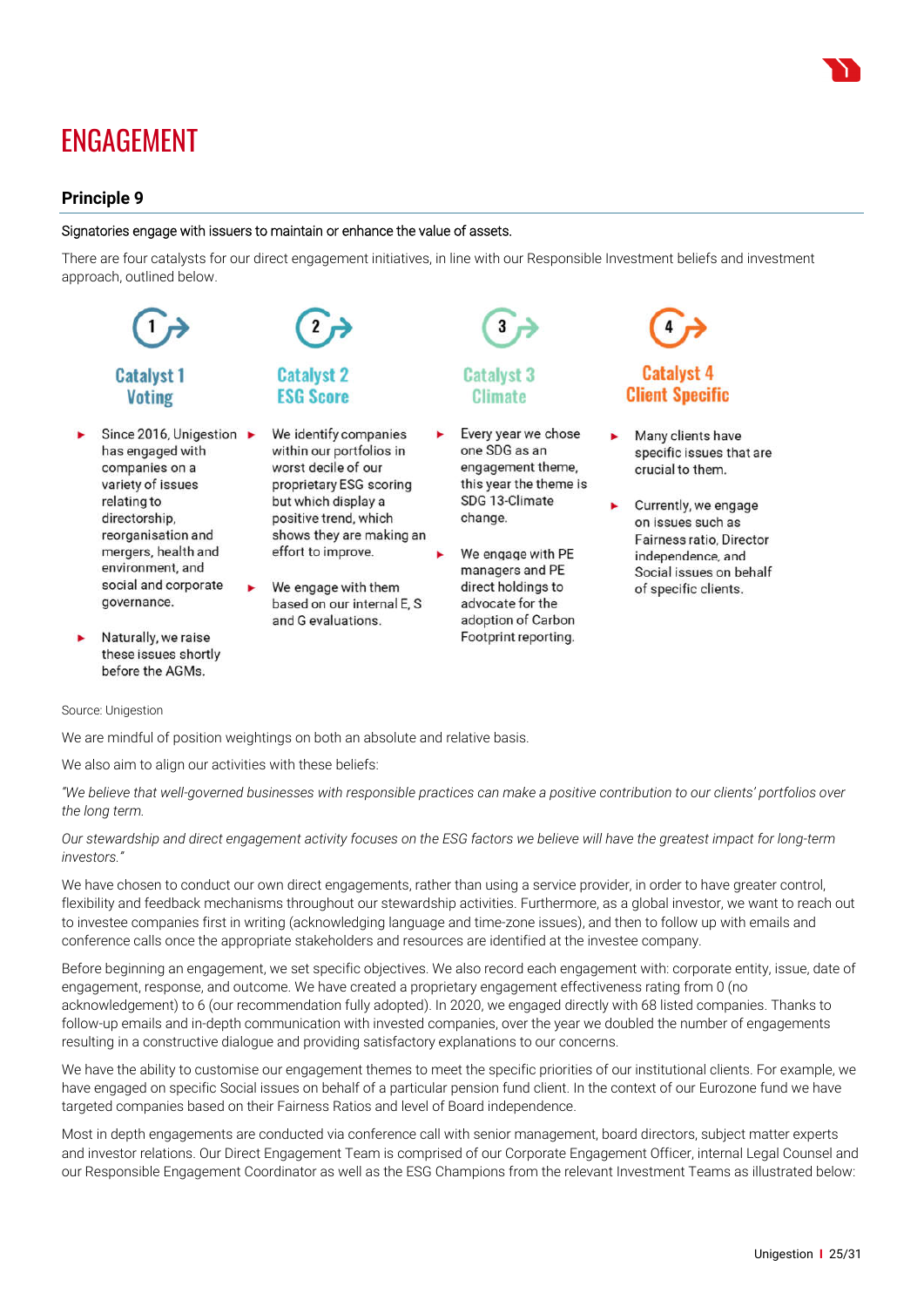# ENGAGEMENT

## Principle 9

Signatories engage with issuers to maintain or enhance the value of assets.

There are four catalysts for our direct engagement initiatives, in line with our Responsible Investment beliefs and investment approach, outlined below.

**Catalyst 1 Voting**

- Since 2016, Unigestion has engaged with companies on a variety of issues relating to directorship, reorganisation and mergers, health and environment, and social and corporate governance.
- Naturally, we raise these issues shortly before the AGMs.

**Catalyst 2 ESG Score**

- We identify companies within our portfolios in worst decile of our proprietary ESG scoring but which display a positive trend, which shows they are making an effort to improve.
- We engage with them based on our internal E, S and G evaluations.

**Catalyst 3 Climate**

- Every year we chose one SDG as an engagement theme, this year the theme is SDG 13-Climate change.
- We engage with PE managers and PE direct holdings to advocate for the adoption of Carbon Footprint reporting.

**Catalyst 4 Client Specific**

- Many clients have specific issues that are crucial to them.
- Currently, we engage on issues such as Fairness ratio, Director independence, and Social issues on behalf of specific clients.

Source: Unigestion

We are mindful of position weightings on both an absolute and relative basis.

We also aim to align our activities with these beliefs:

*"We believe that well-governed businesses with responsible practices can make a positive contribution to our clients' portfolios over the long term.*

*Our stewardship and direct engagement activity focuses on the ESG factors we believe will have the greatest impact for long-term investors."*

We have chosen to conduct our own direct engagements, rather than using a service provider, in order to have greater control, flexibility and feedback mechanisms throughout our stewardship activities. Furthermore, as a global investor, we want to reach out to investee companies first in writing (acknowledging language and time-zone issues), and then to follow up with emails and conference calls once the appropriate stakeholders and resources are identified at the investee company.

Before beginning an engagement, we set specific objectives. We also record each engagement with: corporate entity, issue, date of engagement, response, and outcome. We have created a proprietary engagement effectiveness rating from 0 (no acknowledgement) to 6 (our recommendation fully adopted). In 2020, we engaged directly with 68 listed companies. Thanks to follow-up emails and in-depth communication with invested companies, over the year we doubled the number of engagements resulting in a constructive dialogue and providing satisfactory explanations to our concerns.

We have the ability to customise our engagement themes to meet the specific priorities of our institutional clients. For example, we have engaged on specific Social issues on behalf of a particular pension fund client. In the context of our Eurozone fund we have targeted companies based on their Fairness Ratios and level of Board independence.

Most in depth engagements are conducted via conference call with senior management, board directors, subject matter experts and investor relations. Our Direct Engagement Team is comprised of our Corporate Engagement Officer, internal Legal Counsel and our Responsible Engagement Coordinator as well as the ESG Champions from the relevant Investment Teams as illustrated below: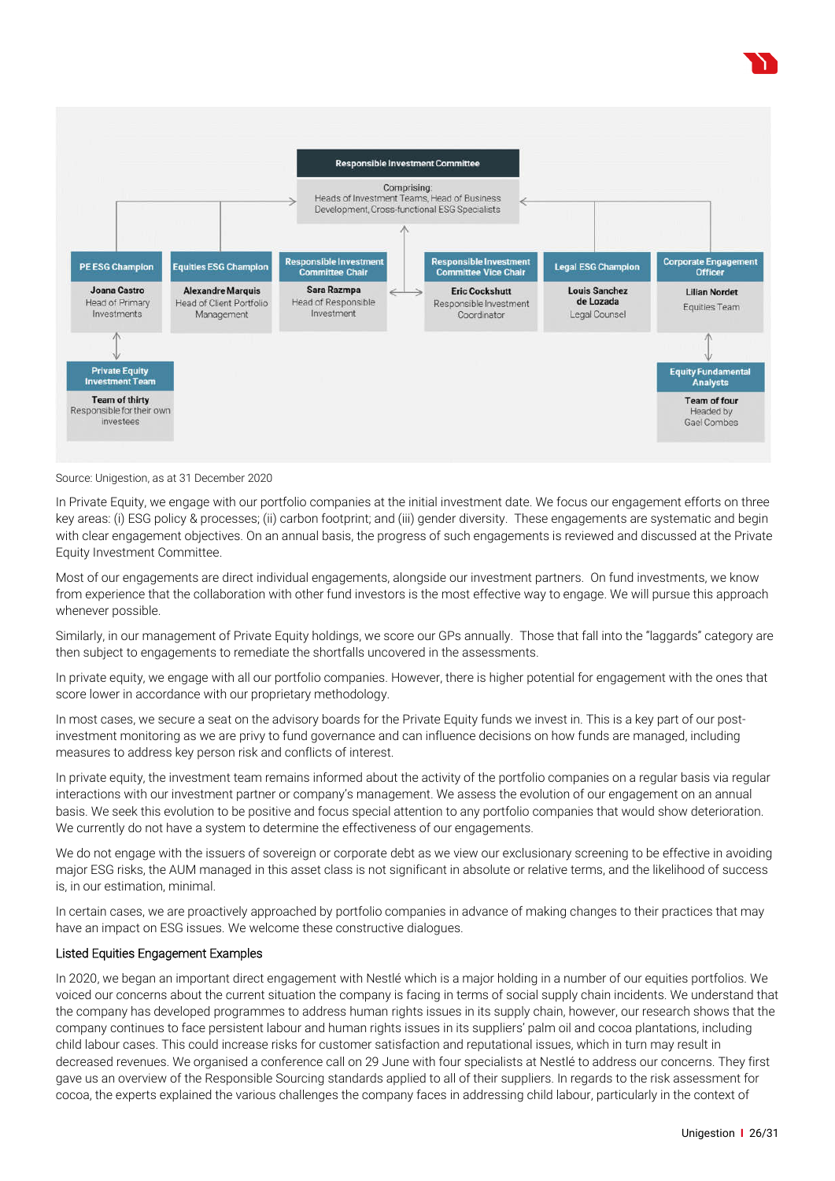**Responsible Investment Committee**

Comprising:
Heads of Investment Teams, Head of Business Development, Cross-functional ESG Specialists

| PE ESG Champion | Equities ESG Champion | Responsible Investment Committee Chair | Responsible Investment Committee Vice Chair | Legal ESG Champion | Corporate Engagement Officer |
|---|---|---|---|---|---|
| **Joana Castro** Head of Primary Investments | **Alexandre Marquis** Head of Client Portfolio Management | **Sara Razmpa** Head of Responsible Investment | **Eric Cockshutt** Responsible Investment Coordinator | **Louis Sanchez de Lozada** Legal Counsel | **Lilian Nordet** Equities Team |

| Private Equity Investment Team | Equity Fundamental Analysts |
|---|---|
| **Team of thirty** Responsible for their own investees | **Team of four** Headed by Gael Combes |

Source: Unigestion, as at 31 December 2020

In Private Equity, we engage with our portfolio companies at the initial investment date. We focus our engagement efforts on three key areas: (i) ESG policy & processes; (ii) carbon footprint; and (iii) gender diversity. These engagements are systematic and begin with clear engagement objectives. On an annual basis, the progress of such engagements is reviewed and discussed at the Private Equity Investment Committee.

Most of our engagements are direct individual engagements, alongside our investment partners. On fund investments, we know from experience that the collaboration with other fund investors is the most effective way to engage. We will pursue this approach whenever possible.

Similarly, in our management of Private Equity holdings, we score our GPs annually. Those that fall into the "laggards" category are then subject to engagements to remediate the shortfalls uncovered in the assessments.

In private equity, we engage with all our portfolio companies. However, there is higher potential for engagement with the ones that score lower in accordance with our proprietary methodology.

In most cases, we secure a seat on the advisory boards for the Private Equity funds we invest in. This is a key part of our post-investment monitoring as we are privy to fund governance and can influence decisions on how funds are managed, including measures to address key person risk and conflicts of interest.

In private equity, the investment team remains informed about the activity of the portfolio companies on a regular basis via regular interactions with our investment partner or company's management. We assess the evolution of our engagement on an annual basis. We seek this evolution to be positive and focus special attention to any portfolio companies that would show deterioration. We currently do not have a system to determine the effectiveness of our engagements.

We do not engage with the issuers of sovereign or corporate debt as we view our exclusionary screening to be effective in avoiding major ESG risks, the AUM managed in this asset class is not significant in absolute or relative terms, and the likelihood of success is, in our estimation, minimal.

In certain cases, we are proactively approached by portfolio companies in advance of making changes to their practices that may have an impact on ESG issues. We welcome these constructive dialogues.

### Listed Equities Engagement Examples

In 2020, we began an important direct engagement with Nestlé which is a major holding in a number of our equities portfolios. We voiced our concerns about the current situation the company is facing in terms of social supply chain incidents. We understand that the company has developed programmes to address human rights issues in its supply chain, however, our research shows that the company continues to face persistent labour and human rights issues in its suppliers' palm oil and cocoa plantations, including child labour cases. This could increase risks for customer satisfaction and reputational issues, which in turn may result in decreased revenues. We organised a conference call on 29 June with four specialists at Nestlé to address our concerns. They first gave us an overview of the Responsible Sourcing standards applied to all of their suppliers. In regards to the risk assessment for cocoa, the experts explained the various challenges the company faces in addressing child labour, particularly in the context of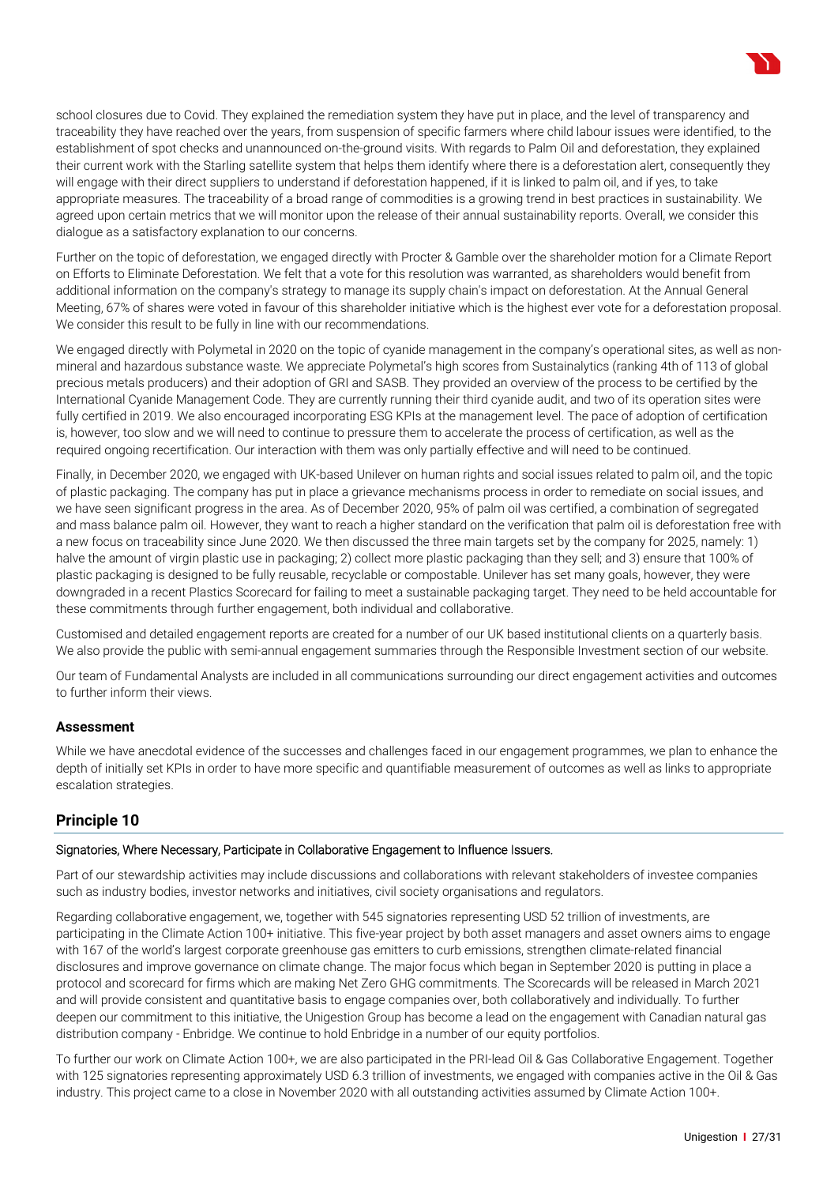school closures due to Covid. They explained the remediation system they have put in place, and the level of transparency and traceability they have reached over the years, from suspension of specific farmers where child labour issues were identified, to the establishment of spot checks and unannounced on-the-ground visits. With regards to Palm Oil and deforestation, they explained their current work with the Starling satellite system that helps them identify where there is a deforestation alert, consequently they will engage with their direct suppliers to understand if deforestation happened, if it is linked to palm oil, and if yes, to take appropriate measures. The traceability of a broad range of commodities is a growing trend in best practices in sustainability. We agreed upon certain metrics that we will monitor upon the release of their annual sustainability reports. Overall, we consider this dialogue as a satisfactory explanation to our concerns.

Further on the topic of deforestation, we engaged directly with Procter & Gamble over the shareholder motion for a Climate Report on Efforts to Eliminate Deforestation. We felt that a vote for this resolution was warranted, as shareholders would benefit from additional information on the company's strategy to manage its supply chain's impact on deforestation. At the Annual General Meeting, 67% of shares were voted in favour of this shareholder initiative which is the highest ever vote for a deforestation proposal. We consider this result to be fully in line with our recommendations.

We engaged directly with Polymetal in 2020 on the topic of cyanide management in the company's operational sites, as well as non-mineral and hazardous substance waste. We appreciate Polymetal's high scores from Sustainalytics (ranking 4th of 113 of global precious metals producers) and their adoption of GRI and SASB. They provided an overview of the process to be certified by the International Cyanide Management Code. They are currently running their third cyanide audit, and two of its operation sites were fully certified in 2019. We also encouraged incorporating ESG KPIs at the management level. The pace of adoption of certification is, however, too slow and we will need to continue to pressure them to accelerate the process of certification, as well as the required ongoing recertification. Our interaction with them was only partially effective and will need to be continued.

Finally, in December 2020, we engaged with UK-based Unilever on human rights and social issues related to palm oil, and the topic of plastic packaging. The company has put in place a grievance mechanisms process in order to remediate on social issues, and we have seen significant progress in the area. As of December 2020, 95% of palm oil was certified, a combination of segregated and mass balance palm oil. However, they want to reach a higher standard on the verification that palm oil is deforestation free with a new focus on traceability since June 2020. We then discussed the three main targets set by the company for 2025, namely: 1) halve the amount of virgin plastic use in packaging; 2) collect more plastic packaging than they sell; and 3) ensure that 100% of plastic packaging is designed to be fully reusable, recyclable or compostable. Unilever has set many goals, however, they were downgraded in a recent Plastics Scorecard for failing to meet a sustainable packaging target. They need to be held accountable for these commitments through further engagement, both individual and collaborative.

Customised and detailed engagement reports are created for a number of our UK based institutional clients on a quarterly basis. We also provide the public with semi-annual engagement summaries through the Responsible Investment section of our website.

Our team of Fundamental Analysts are included in all communications surrounding our direct engagement activities and outcomes to further inform their views.

**Assessment**

While we have anecdotal evidence of the successes and challenges faced in our engagement programmes, we plan to enhance the depth of initially set KPIs in order to have more specific and quantifiable measurement of outcomes as well as links to appropriate escalation strategies.

## Principle 10

Signatories, Where Necessary, Participate in Collaborative Engagement to Influence Issuers.

Part of our stewardship activities may include discussions and collaborations with relevant stakeholders of investee companies such as industry bodies, investor networks and initiatives, civil society organisations and regulators.

Regarding collaborative engagement, we, together with 545 signatories representing USD 52 trillion of investments, are participating in the Climate Action 100+ initiative. This five-year project by both asset managers and asset owners aims to engage with 167 of the world's largest corporate greenhouse gas emitters to curb emissions, strengthen climate-related financial disclosures and improve governance on climate change. The major focus which began in September 2020 is putting in place a protocol and scorecard for firms which are making Net Zero GHG commitments. The Scorecards will be released in March 2021 and will provide consistent and quantitative basis to engage companies over, both collaboratively and individually. To further deepen our commitment to this initiative, the Unigestion Group has become a lead on the engagement with Canadian natural gas distribution company - Enbridge. We continue to hold Enbridge in a number of our equity portfolios.

To further our work on Climate Action 100+, we are also participated in the PRI-lead Oil & Gas Collaborative Engagement. Together with 125 signatories representing approximately USD 6.3 trillion of investments, we engaged with companies active in the Oil & Gas industry. This project came to a close in November 2020 with all outstanding activities assumed by Climate Action 100+.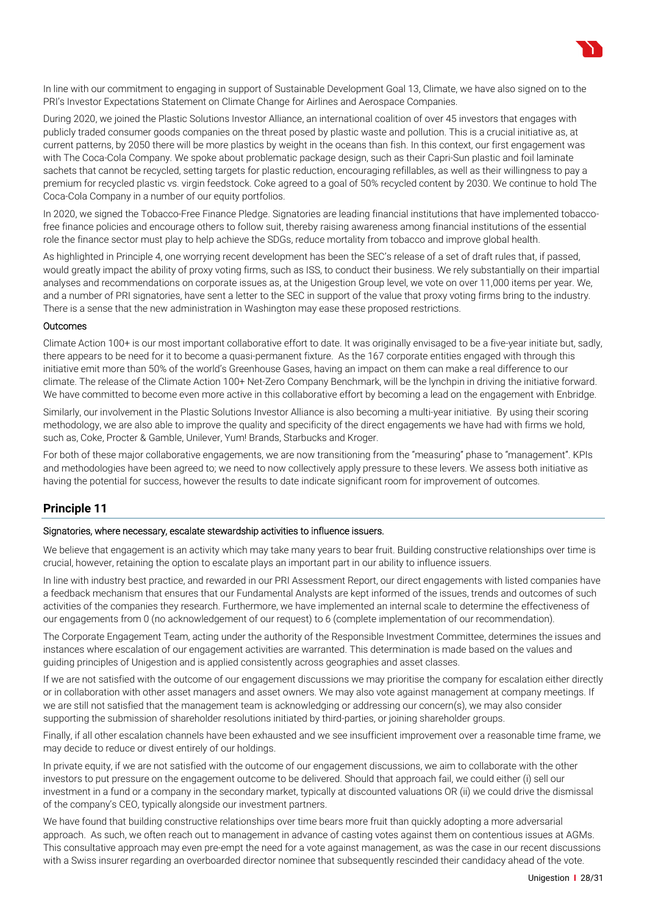In line with our commitment to engaging in support of Sustainable Development Goal 13, Climate, we have also signed on to the PRI's Investor Expectations Statement on Climate Change for Airlines and Aerospace Companies.

During 2020, we joined the Plastic Solutions Investor Alliance, an international coalition of over 45 investors that engages with publicly traded consumer goods companies on the threat posed by plastic waste and pollution. This is a crucial initiative as, at current patterns, by 2050 there will be more plastics by weight in the oceans than fish. In this context, our first engagement was with The Coca-Cola Company. We spoke about problematic package design, such as their Capri-Sun plastic and foil laminate sachets that cannot be recycled, setting targets for plastic reduction, encouraging refillables, as well as their willingness to pay a premium for recycled plastic vs. virgin feedstock. Coke agreed to a goal of 50% recycled content by 2030. We continue to hold The Coca-Cola Company in a number of our equity portfolios.

In 2020, we signed the Tobacco-Free Finance Pledge. Signatories are leading financial institutions that have implemented tobacco-free finance policies and encourage others to follow suit, thereby raising awareness among financial institutions of the essential role the finance sector must play to help achieve the SDGs, reduce mortality from tobacco and improve global health.

As highlighted in Principle 4, one worrying recent development has been the SEC's release of a set of draft rules that, if passed, would greatly impact the ability of proxy voting firms, such as ISS, to conduct their business. We rely substantially on their impartial analyses and recommendations on corporate issues as, at the Unigestion Group level, we vote on over 11,000 items per year. We, and a number of PRI signatories, have sent a letter to the SEC in support of the value that proxy voting firms bring to the industry. There is a sense that the new administration in Washington may ease these proposed restrictions.

Outcomes

Climate Action 100+ is our most important collaborative effort to date. It was originally envisaged to be a five-year initiate but, sadly, there appears to be need for it to become a quasi-permanent fixture. As the 167 corporate entities engaged with through this initiative emit more than 50% of the world's Greenhouse Gases, having an impact on them can make a real difference to our climate. The release of the Climate Action 100+ Net-Zero Company Benchmark, will be the lynchpin in driving the initiative forward. We have committed to become even more active in this collaborative effort by becoming a lead on the engagement with Enbridge.

Similarly, our involvement in the Plastic Solutions Investor Alliance is also becoming a multi-year initiative. By using their scoring methodology, we are also able to improve the quality and specificity of the direct engagements we have had with firms we hold, such as, Coke, Procter & Gamble, Unilever, Yum! Brands, Starbucks and Kroger.

For both of these major collaborative engagements, we are now transitioning from the "measuring" phase to "management". KPIs and methodologies have been agreed to; we need to now collectively apply pressure to these levers. We assess both initiative as having the potential for success, however the results to date indicate significant room for improvement of outcomes.

## Principle 11

Signatories, where necessary, escalate stewardship activities to influence issuers.

We believe that engagement is an activity which may take many years to bear fruit. Building constructive relationships over time is crucial, however, retaining the option to escalate plays an important part in our ability to influence issuers.

In line with industry best practice, and rewarded in our PRI Assessment Report, our direct engagements with listed companies have a feedback mechanism that ensures that our Fundamental Analysts are kept informed of the issues, trends and outcomes of such activities of the companies they research. Furthermore, we have implemented an internal scale to determine the effectiveness of our engagements from 0 (no acknowledgement of our request) to 6 (complete implementation of our recommendation).

The Corporate Engagement Team, acting under the authority of the Responsible Investment Committee, determines the issues and instances where escalation of our engagement activities are warranted. This determination is made based on the values and guiding principles of Unigestion and is applied consistently across geographies and asset classes.

If we are not satisfied with the outcome of our engagement discussions we may prioritise the company for escalation either directly or in collaboration with other asset managers and asset owners. We may also vote against management at company meetings. If we are still not satisfied that the management team is acknowledging or addressing our concern(s), we may also consider supporting the submission of shareholder resolutions initiated by third-parties, or joining shareholder groups.

Finally, if all other escalation channels have been exhausted and we see insufficient improvement over a reasonable time frame, we may decide to reduce or divest entirely of our holdings.

In private equity, if we are not satisfied with the outcome of our engagement discussions, we aim to collaborate with the other investors to put pressure on the engagement outcome to be delivered. Should that approach fail, we could either (i) sell our investment in a fund or a company in the secondary market, typically at discounted valuations OR (ii) we could drive the dismissal of the company's CEO, typically alongside our investment partners.

We have found that building constructive relationships over time bears more fruit than quickly adopting a more adversarial approach. As such, we often reach out to management in advance of casting votes against them on contentious issues at AGMs. This consultative approach may even pre-empt the need for a vote against management, as was the case in our recent discussions with a Swiss insurer regarding an overboarded director nominee that subsequently rescinded their candidacy ahead of the vote.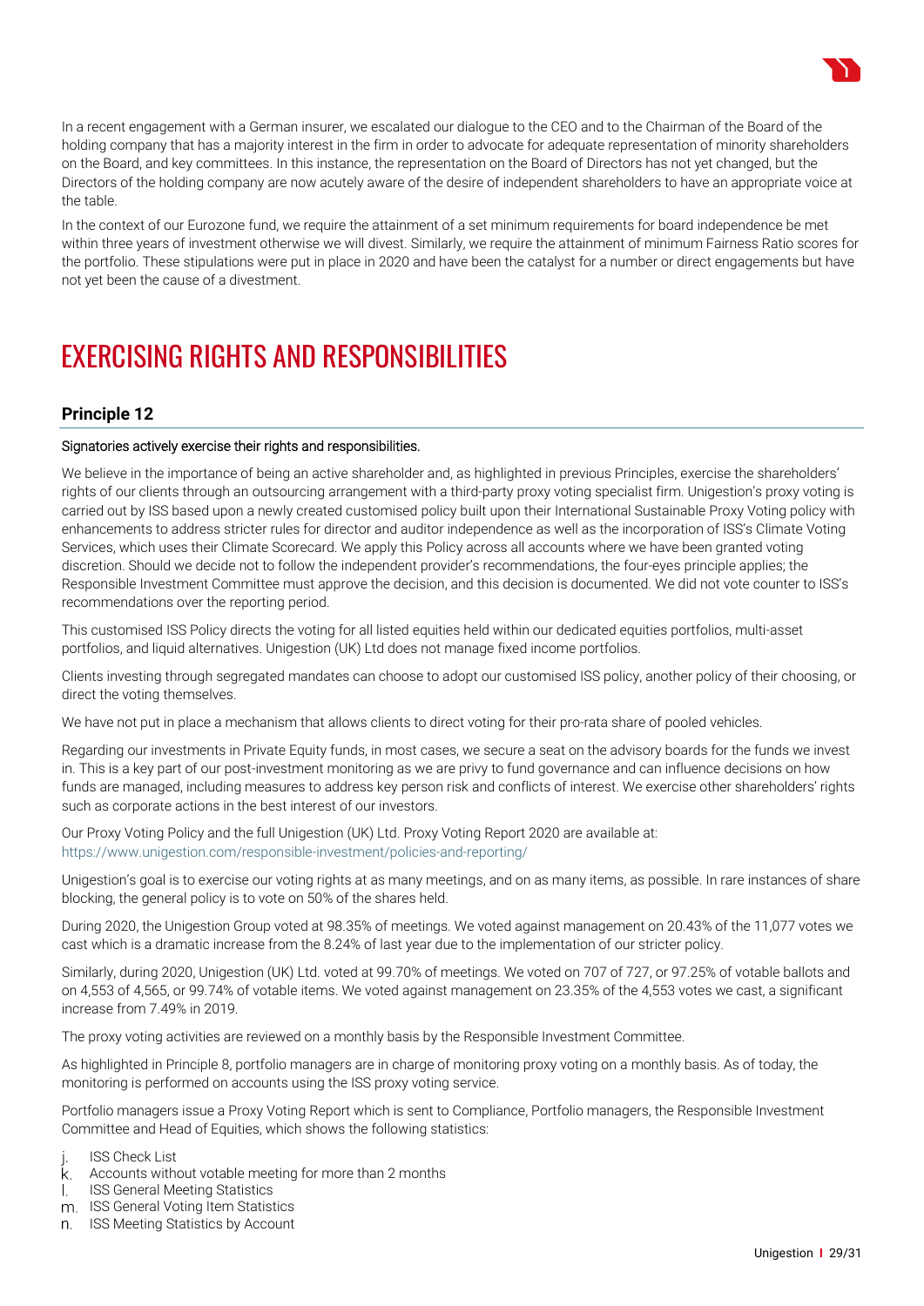In a recent engagement with a German insurer, we escalated our dialogue to the CEO and to the Chairman of the Board of the holding company that has a majority interest in the firm in order to advocate for adequate representation of minority shareholders on the Board, and key committees. In this instance, the representation on the Board of Directors has not yet changed, but the Directors of the holding company are now acutely aware of the desire of independent shareholders to have an appropriate voice at the table.

In the context of our Eurozone fund, we require the attainment of a set minimum requirements for board independence be met within three years of investment otherwise we will divest. Similarly, we require the attainment of minimum Fairness Ratio scores for the portfolio. These stipulations were put in place in 2020 and have been the catalyst for a number or direct engagements but have not yet been the cause of a divestment.

# EXERCISING RIGHTS AND RESPONSIBILITIES

## Principle 12

Signatories actively exercise their rights and responsibilities.

We believe in the importance of being an active shareholder and, as highlighted in previous Principles, exercise the shareholders' rights of our clients through an outsourcing arrangement with a third-party proxy voting specialist firm. Unigestion's proxy voting is carried out by ISS based upon a newly created customised policy built upon their International Sustainable Proxy Voting policy with enhancements to address stricter rules for director and auditor independence as well as the incorporation of ISS's Climate Voting Services, which uses their Climate Scorecard. We apply this Policy across all accounts where we have been granted voting discretion. Should we decide not to follow the independent provider's recommendations, the four-eyes principle applies; the Responsible Investment Committee must approve the decision, and this decision is documented. We did not vote counter to ISS's recommendations over the reporting period.

This customised ISS Policy directs the voting for all listed equities held within our dedicated equities portfolios, multi-asset portfolios, and liquid alternatives. Unigestion (UK) Ltd does not manage fixed income portfolios.

Clients investing through segregated mandates can choose to adopt our customised ISS policy, another policy of their choosing, or direct the voting themselves.

We have not put in place a mechanism that allows clients to direct voting for their pro-rata share of pooled vehicles.

Regarding our investments in Private Equity funds, in most cases, we secure a seat on the advisory boards for the funds we invest in. This is a key part of our post-investment monitoring as we are privy to fund governance and can influence decisions on how funds are managed, including measures to address key person risk and conflicts of interest. We exercise other shareholders' rights such as corporate actions in the best interest of our investors.

Our Proxy Voting Policy and the full Unigestion (UK) Ltd. Proxy Voting Report 2020 are available at: https://www.unigestion.com/responsible-investment/policies-and-reporting/

Unigestion's goal is to exercise our voting rights at as many meetings, and on as many items, as possible. In rare instances of share blocking, the general policy is to vote on 50% of the shares held.

During 2020, the Unigestion Group voted at 98.35% of meetings. We voted against management on 20.43% of the 11,077 votes we cast which is a dramatic increase from the 8.24% of last year due to the implementation of our stricter policy.

Similarly, during 2020, Unigestion (UK) Ltd. voted at 99.70% of meetings. We voted on 707 of 727, or 97.25% of votable ballots and on 4,553 of 4,565, or 99.74% of votable items. We voted against management on 23.35% of the 4,553 votes we cast, a significant increase from 7.49% in 2019.

The proxy voting activities are reviewed on a monthly basis by the Responsible Investment Committee.

As highlighted in Principle 8, portfolio managers are in charge of monitoring proxy voting on a monthly basis. As of today, the monitoring is performed on accounts using the ISS proxy voting service.

Portfolio managers issue a Proxy Voting Report which is sent to Compliance, Portfolio managers, the Responsible Investment Committee and Head of Equities, which shows the following statistics:

j. ISS Check List
k. Accounts without votable meeting for more than 2 months
l. ISS General Meeting Statistics
m. ISS General Voting Item Statistics
n. ISS Meeting Statistics by Account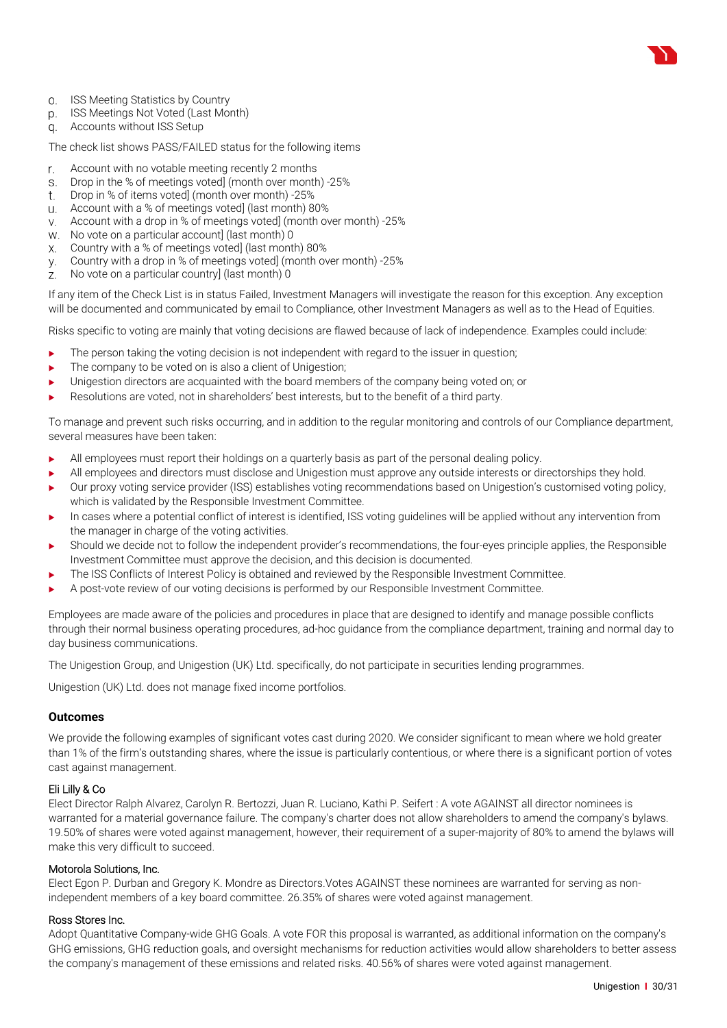o. ISS Meeting Statistics by Country
p. ISS Meetings Not Voted (Last Month)
q. Accounts without ISS Setup

The check list shows PASS/FAILED status for the following items

r. Account with no votable meeting recently 2 months
s. Drop in the % of meetings voted] (month over month) -25%
t. Drop in % of items voted] (month over month) -25%
u. Account with a % of meetings voted] (last month) 80%
v. Account with a drop in % of meetings voted] (month over month) -25%
w. No vote on a particular account] (last month) 0
x. Country with a % of meetings voted] (last month) 80%
y. Country with a drop in % of meetings voted] (month over month) -25%
z. No vote on a particular country] (last month) 0

If any item of the Check List is in status Failed, Investment Managers will investigate the reason for this exception. Any exception will be documented and communicated by email to Compliance, other Investment Managers as well as to the Head of Equities.

Risks specific to voting are mainly that voting decisions are flawed because of lack of independence. Examples could include:

- The person taking the voting decision is not independent with regard to the issuer in question;
- The company to be voted on is also a client of Unigestion;
- Unigestion directors are acquainted with the board members of the company being voted on; or
- Resolutions are voted, not in shareholders' best interests, but to the benefit of a third party.

To manage and prevent such risks occurring, and in addition to the regular monitoring and controls of our Compliance department, several measures have been taken:

- All employees must report their holdings on a quarterly basis as part of the personal dealing policy.
- All employees and directors must disclose and Unigestion must approve any outside interests or directorships they hold.
- Our proxy voting service provider (ISS) establishes voting recommendations based on Unigestion's customised voting policy, which is validated by the Responsible Investment Committee.
- In cases where a potential conflict of interest is identified, ISS voting guidelines will be applied without any intervention from the manager in charge of the voting activities.
- Should we decide not to follow the independent provider's recommendations, the four-eyes principle applies, the Responsible Investment Committee must approve the decision, and this decision is documented.
- The ISS Conflicts of Interest Policy is obtained and reviewed by the Responsible Investment Committee.
- A post-vote review of our voting decisions is performed by our Responsible Investment Committee.

Employees are made aware of the policies and procedures in place that are designed to identify and manage possible conflicts through their normal business operating procedures, ad-hoc guidance from the compliance department, training and normal day to day business communications.

The Unigestion Group, and Unigestion (UK) Ltd. specifically, do not participate in securities lending programmes.

Unigestion (UK) Ltd. does not manage fixed income portfolios.

### Outcomes

We provide the following examples of significant votes cast during 2020. We consider significant to mean where we hold greater than 1% of the firm's outstanding shares, where the issue is particularly contentious, or where there is a significant portion of votes cast against management.

#### Eli Lilly & Co

Elect Director Ralph Alvarez, Carolyn R. Bertozzi, Juan R. Luciano, Kathi P. Seifert : A vote AGAINST all director nominees is warranted for a material governance failure. The company's charter does not allow shareholders to amend the company's bylaws. 19.50% of shares were voted against management, however, their requirement of a super-majority of 80% to amend the bylaws will make this very difficult to succeed.

#### Motorola Solutions, Inc.

Elect Egon P. Durban and Gregory K. Mondre as Directors.Votes AGAINST these nominees are warranted for serving as non-independent members of a key board committee. 26.35% of shares were voted against management.

#### Ross Stores Inc.

Adopt Quantitative Company-wide GHG Goals. A vote FOR this proposal is warranted, as additional information on the company's GHG emissions, GHG reduction goals, and oversight mechanisms for reduction activities would allow shareholders to better assess the company's management of these emissions and related risks. 40.56% of shares were voted against management.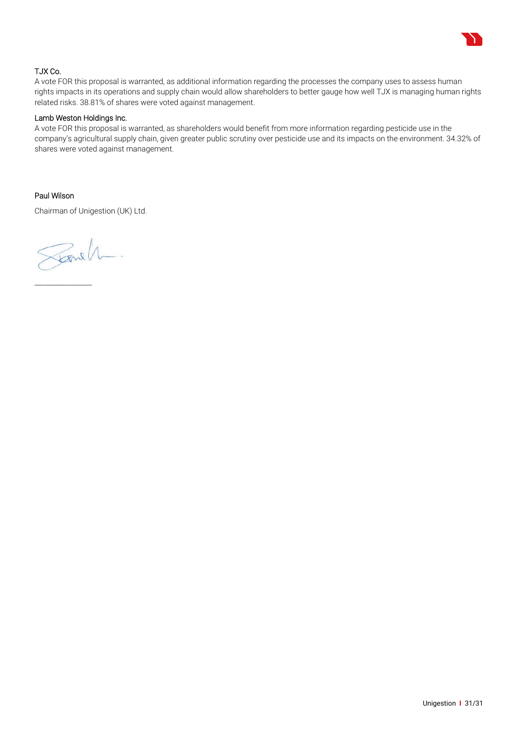TJX Co.
A vote FOR this proposal is warranted, as additional information regarding the processes the company uses to assess human rights impacts in its operations and supply chain would allow shareholders to better gauge how well TJX is managing human rights related risks. 38.81% of shares were voted against management.

Lamb Weston Holdings Inc.
A vote FOR this proposal is warranted, as shareholders would benefit from more information regarding pesticide use in the company's agricultural supply chain, given greater public scrutiny over pesticide use and its impacts on the environment. 34.32% of shares were voted against management.

Paul Wilson

Chairman of Unigestion (UK) Ltd.

\_\_\_\_\_\_\_\_\_\_\_\_\_\_\_\_